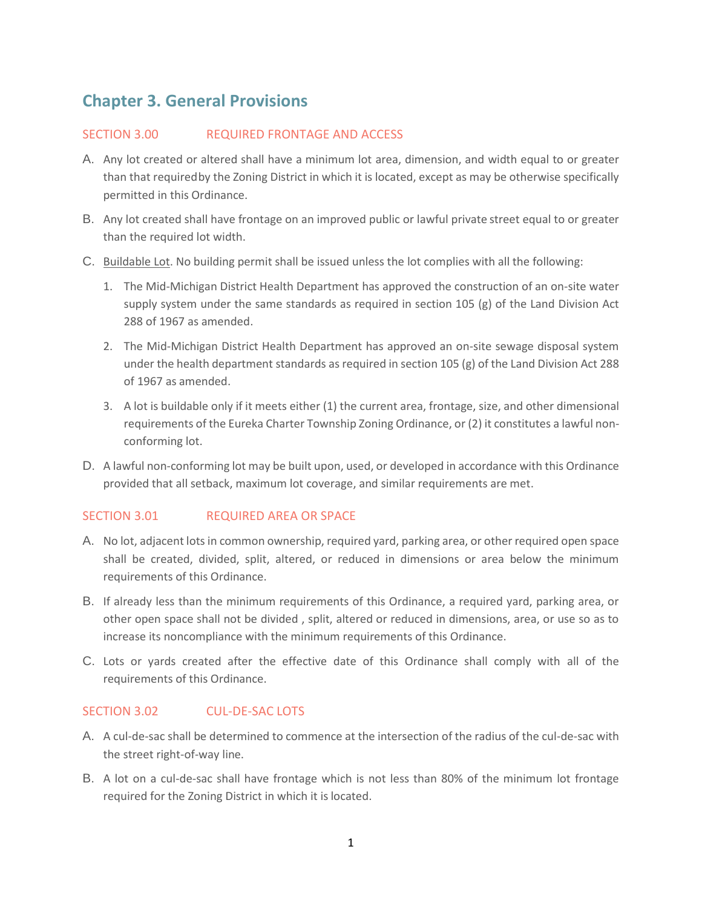# Chapter 3. General Provisions

## SECTION 3.00 REQUIRED FRONTAGE AND ACCESS

A. Any lot created or altered shall have a minimum lot area, dimension, and width equal to or greater than that required by the Zoning District in which it is located, except as may be otherwise specifically permitted in this Ordinance.

B. Any lot created shall have frontage on an improved public or lawful private street equal to or greater than the required lot width.

C. <u>Buildable Lot</u>. No building permit shall be issued unless the lot complies with all the following:

1. The Mid-Michigan District Health Department has approved the construction of an on-site water supply system under the same standards as required in section 105 (g) of the Land Division Act 288 of 1967 as amended.
2. The Mid-Michigan District Health Department has approved an on-site sewage disposal system under the health department standards as required in section 105 (g) of the Land Division Act 288 of 1967 as amended.
3. A lot is buildable only if it meets either (1) the current area, frontage, size, and other dimensional requirements of the Eureka Charter Township Zoning Ordinance, or (2) it constitutes a lawful non-conforming lot.

D. A lawful non-conforming lot may be built upon, used, or developed in accordance with this Ordinance provided that all setback, maximum lot coverage, and similar requirements are met.

## SECTION 3.01 REQUIRED AREA OR SPACE

A. No lot, adjacent lots in common ownership, required yard, parking area, or other required open space shall be created, divided, split, altered, or reduced in dimensions or area below the minimum requirements of this Ordinance.

B. If already less than the minimum requirements of this Ordinance, a required yard, parking area, or other open space shall not be divided , split, altered or reduced in dimensions, area, or use so as to increase its noncompliance with the minimum requirements of this Ordinance.

C. Lots or yards created after the effective date of this Ordinance shall comply with all of the requirements of this Ordinance.

## SECTION 3.02 CUL-DE-SAC LOTS

A. A cul-de-sac shall be determined to commence at the intersection of the radius of the cul-de-sac with the street right-of-way line.

B. A lot on a cul-de-sac shall have frontage which is not less than 80% of the minimum lot frontage required for the Zoning District in which it is located.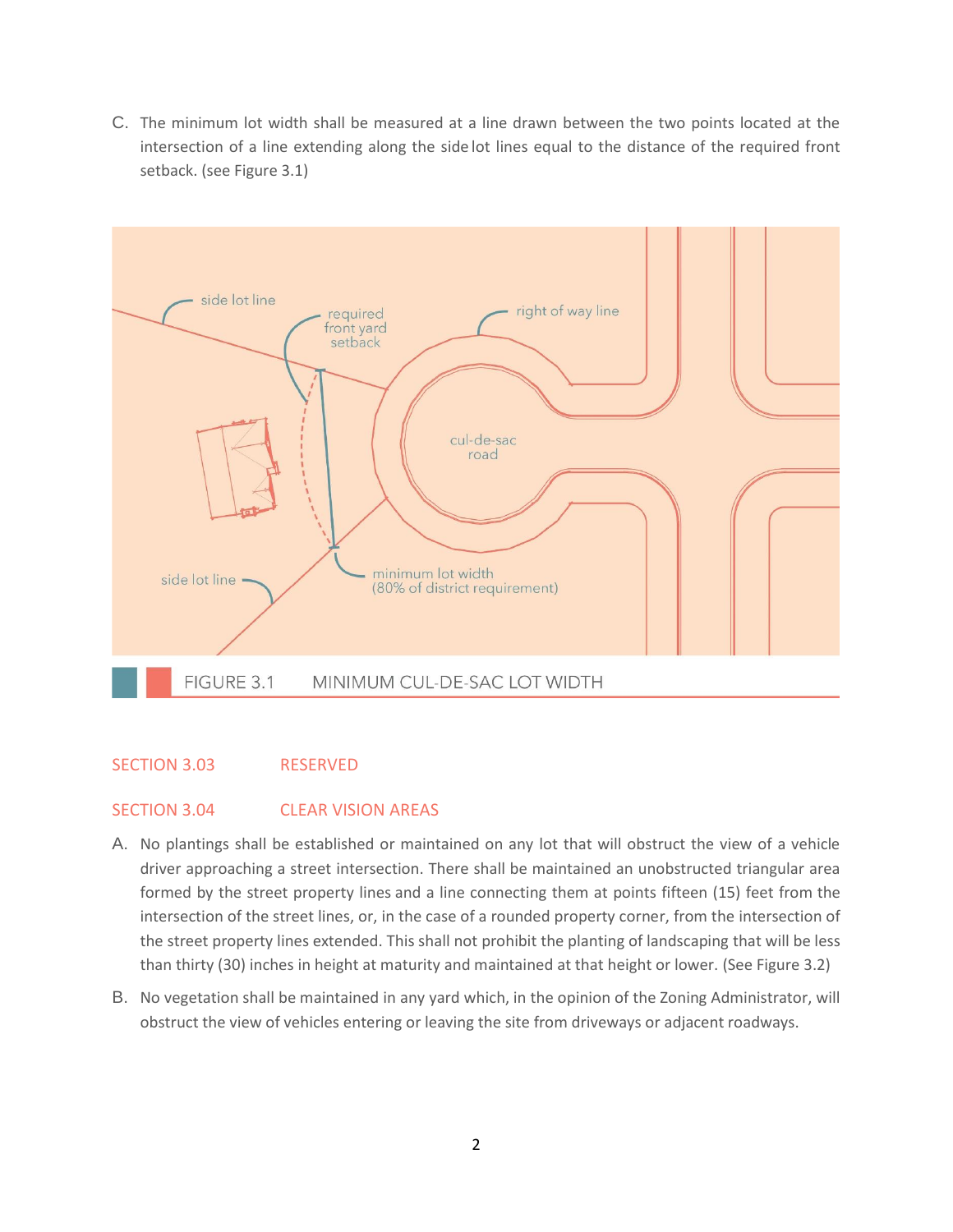C. The minimum lot width shall be measured at a line drawn between the two points located at the intersection of a line extending along the side lot lines equal to the distance of the required front setback. (see Figure 3.1)

FIGURE 3.1 MINIMUM CUL-DE-SAC LOT WIDTH

## SECTION 3.03 RESERVED

## SECTION 3.04 CLEAR VISION AREAS

A. No plantings shall be established or maintained on any lot that will obstruct the view of a vehicle driver approaching a street intersection. There shall be maintained an unobstructed triangular area formed by the street property lines and a line connecting them at points fifteen (15) feet from the intersection of the street lines, or, in the case of a rounded property corner, from the intersection of the street property lines extended. This shall not prohibit the planting of landscaping that will be less than thirty (30) inches in height at maturity and maintained at that height or lower. (See Figure 3.2)

B. No vegetation shall be maintained in any yard which, in the opinion of the Zoning Administrator, will obstruct the view of vehicles entering or leaving the site from driveways or adjacent roadways.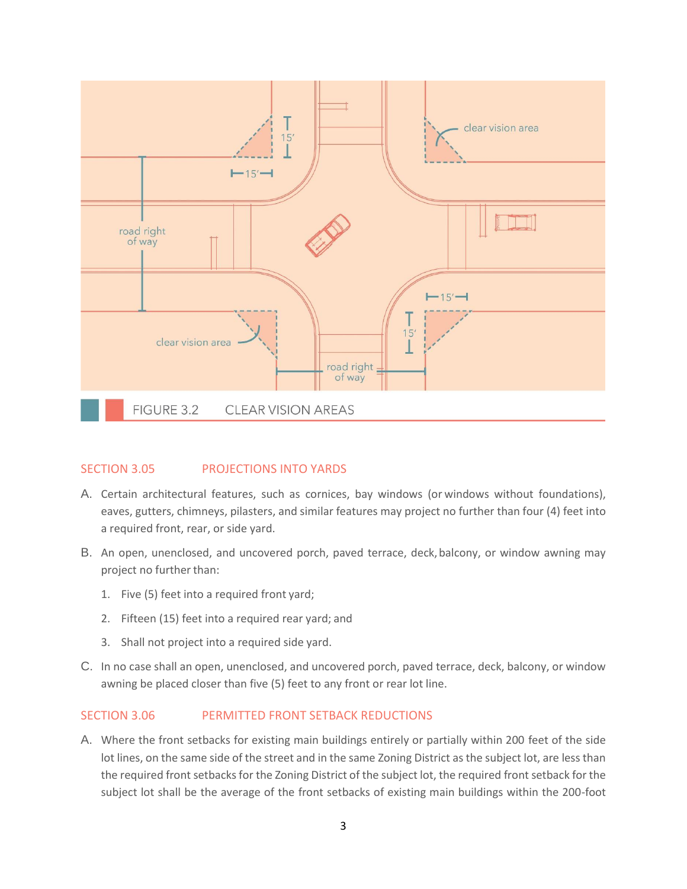FIGURE 3.2 CLEAR VISION AREAS

## SECTION 3.05 PROJECTIONS INTO YARDS

A. Certain architectural features, such as cornices, bay windows (or windows without foundations), eaves, gutters, chimneys, pilasters, and similar features may project no further than four (4) feet into a required front, rear, or side yard.

B. An open, unenclosed, and uncovered porch, paved terrace, deck, balcony, or window awning may project no further than:

1. Five (5) feet into a required front yard;
2. Fifteen (15) feet into a required rear yard; and
3. Shall not project into a required side yard.

C. In no case shall an open, unenclosed, and uncovered porch, paved terrace, deck, balcony, or window awning be placed closer than five (5) feet to any front or rear lot line.

## SECTION 3.06 PERMITTED FRONT SETBACK REDUCTIONS

A. Where the front setbacks for existing main buildings entirely or partially within 200 feet of the side lot lines, on the same side of the street and in the same Zoning District as the subject lot, are less than the required front setbacks for the Zoning District of the subject lot, the required front setback for the subject lot shall be the average of the front setbacks of existing main buildings within the 200-foot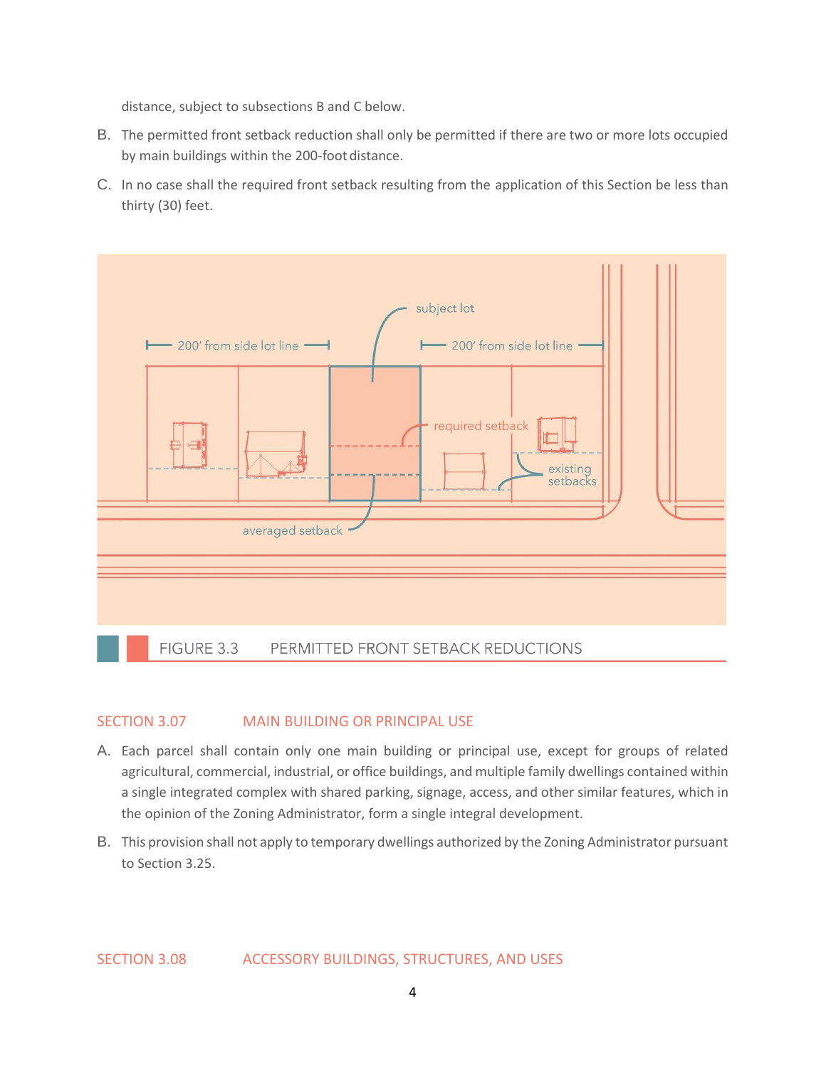distance, subject to subsections B and C below.

B. The permitted front setback reduction shall only be permitted if there are two or more lots occupied by main buildings within the 200-foot distance.

C. In no case shall the required front setback resulting from the application of this Section be less than thirty (30) feet.

FIGURE 3.3 PERMITTED FRONT SETBACK REDUCTIONS

## SECTION 3.07 MAIN BUILDING OR PRINCIPAL USE

A. Each parcel shall contain only one main building or principal use, except for groups of related agricultural, commercial, industrial, or office buildings, and multiple family dwellings contained within a single integrated complex with shared parking, signage, access, and other similar features, which in the opinion of the Zoning Administrator, form a single integral development.

B. This provision shall not apply to temporary dwellings authorized by the Zoning Administrator pursuant to Section 3.25.

## SECTION 3.08 ACCESSORY BUILDINGS, STRUCTURES, AND USES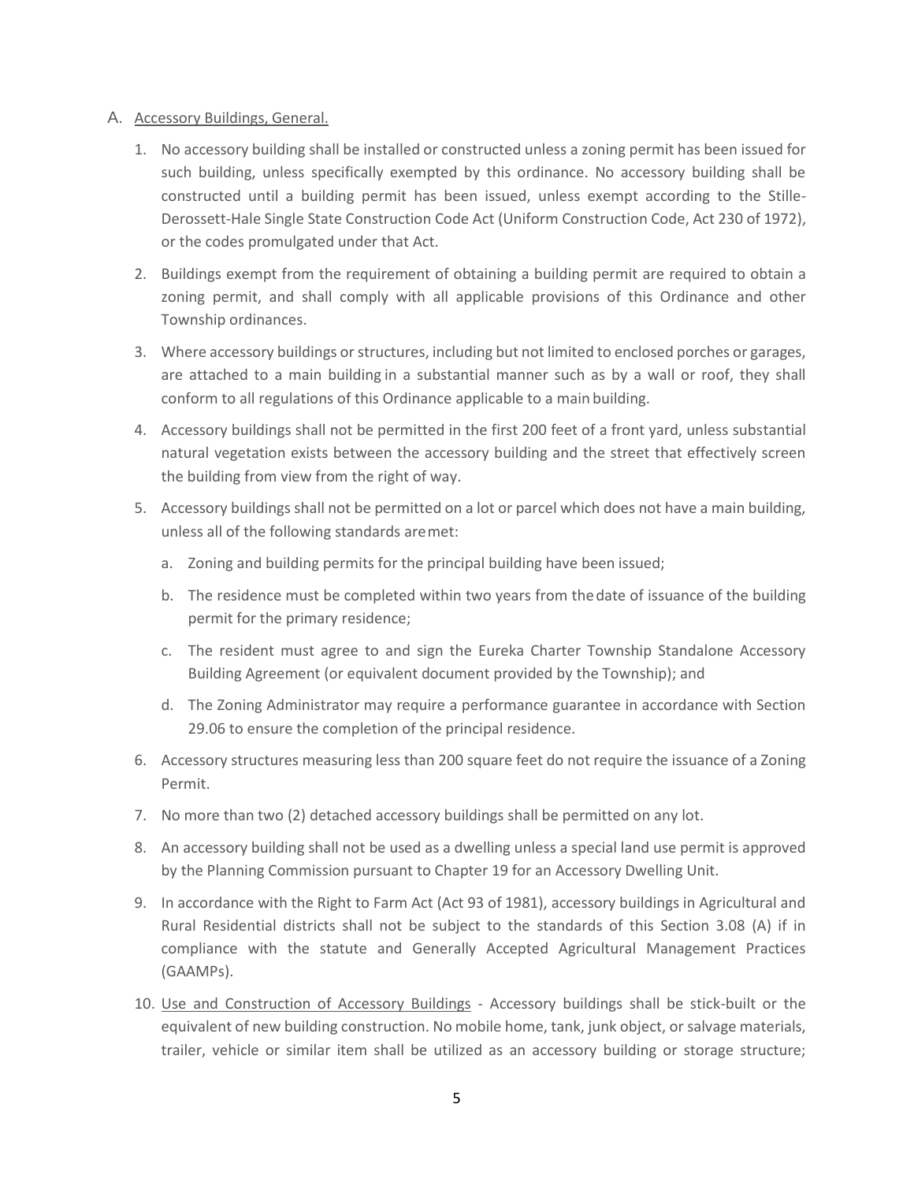A. <u>Accessory Buildings, General.</u>

1. No accessory building shall be installed or constructed unless a zoning permit has been issued for such building, unless specifically exempted by this ordinance. No accessory building shall be constructed until a building permit has been issued, unless exempt according to the Stille-Derossett-Hale Single State Construction Code Act (Uniform Construction Code, Act 230 of 1972), or the codes promulgated under that Act.

2. Buildings exempt from the requirement of obtaining a building permit are required to obtain a zoning permit, and shall comply with all applicable provisions of this Ordinance and other Township ordinances.

3. Where accessory buildings or structures, including but not limited to enclosed porches or garages, are attached to a main building in a substantial manner such as by a wall or roof, they shall conform to all regulations of this Ordinance applicable to a main building.

4. Accessory buildings shall not be permitted in the first 200 feet of a front yard, unless substantial natural vegetation exists between the accessory building and the street that effectively screen the building from view from the right of way.

5. Accessory buildings shall not be permitted on a lot or parcel which does not have a main building, unless all of the following standards are met:

   a. Zoning and building permits for the principal building have been issued;

   b. The residence must be completed within two years from the date of issuance of the building permit for the primary residence;

   c. The resident must agree to and sign the Eureka Charter Township Standalone Accessory Building Agreement (or equivalent document provided by the Township); and

   d. The Zoning Administrator may require a performance guarantee in accordance with Section 29.06 to ensure the completion of the principal residence.

6. Accessory structures measuring less than 200 square feet do not require the issuance of a Zoning Permit.

7. No more than two (2) detached accessory buildings shall be permitted on any lot.

8. An accessory building shall not be used as a dwelling unless a special land use permit is approved by the Planning Commission pursuant to Chapter 19 for an Accessory Dwelling Unit.

9. In accordance with the Right to Farm Act (Act 93 of 1981), accessory buildings in Agricultural and Rural Residential districts shall not be subject to the standards of this Section 3.08 (A) if in compliance with the statute and Generally Accepted Agricultural Management Practices (GAAMPs).

10. <u>Use and Construction of Accessory Buildings</u> - Accessory buildings shall be stick-built or the equivalent of new building construction. No mobile home, tank, junk object, or salvage materials, trailer, vehicle or similar item shall be utilized as an accessory building or storage structure;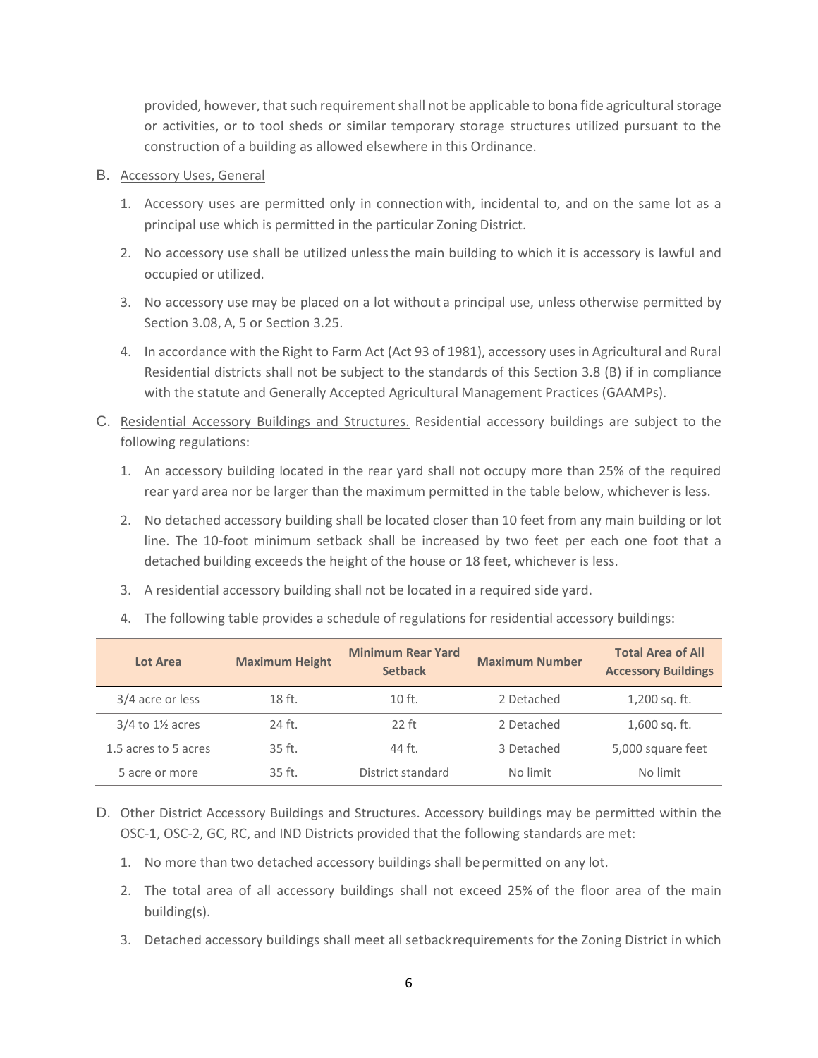provided, however, that such requirement shall not be applicable to bona fide agricultural storage or activities, or to tool sheds or similar temporary storage structures utilized pursuant to the construction of a building as allowed elsewhere in this Ordinance.

B. Accessory Uses, General

1. Accessory uses are permitted only in connection with, incidental to, and on the same lot as a principal use which is permitted in the particular Zoning District.
2. No accessory use shall be utilized unless the main building to which it is accessory is lawful and occupied or utilized.
3. No accessory use may be placed on a lot without a principal use, unless otherwise permitted by Section 3.08, A, 5 or Section 3.25.
4. In accordance with the Right to Farm Act (Act 93 of 1981), accessory uses in Agricultural and Rural Residential districts shall not be subject to the standards of this Section 3.8 (B) if in compliance with the statute and Generally Accepted Agricultural Management Practices (GAAMPs).

C. Residential Accessory Buildings and Structures. Residential accessory buildings are subject to the following regulations:

1. An accessory building located in the rear yard shall not occupy more than 25% of the required rear yard area nor be larger than the maximum permitted in the table below, whichever is less.
2. No detached accessory building shall be located closer than 10 feet from any main building or lot line. The 10-foot minimum setback shall be increased by two feet per each one foot that a detached building exceeds the height of the house or 18 feet, whichever is less.
3. A residential accessory building shall not be located in a required side yard.
4. The following table provides a schedule of regulations for residential accessory buildings:

| Lot Area | Maximum Height | Minimum Rear Yard Setback | Maximum Number | Total Area of All Accessory Buildings |
|---|---|---|---|---|
| 3/4 acre or less | 18 ft. | 10 ft. | 2 Detached | 1,200 sq. ft. |
| 3/4 to 1½ acres | 24 ft. | 22 ft | 2 Detached | 1,600 sq. ft. |
| 1.5 acres to 5 acres | 35 ft. | 44 ft. | 3 Detached | 5,000 square feet |
| 5 acre or more | 35 ft. | District standard | No limit | No limit |

D. Other District Accessory Buildings and Structures. Accessory buildings may be permitted within the OSC-1, OSC-2, GC, RC, and IND Districts provided that the following standards are met:

1. No more than two detached accessory buildings shall be permitted on any lot.
2. The total area of all accessory buildings shall not exceed 25% of the floor area of the main building(s).
3. Detached accessory buildings shall meet all setback requirements for the Zoning District in which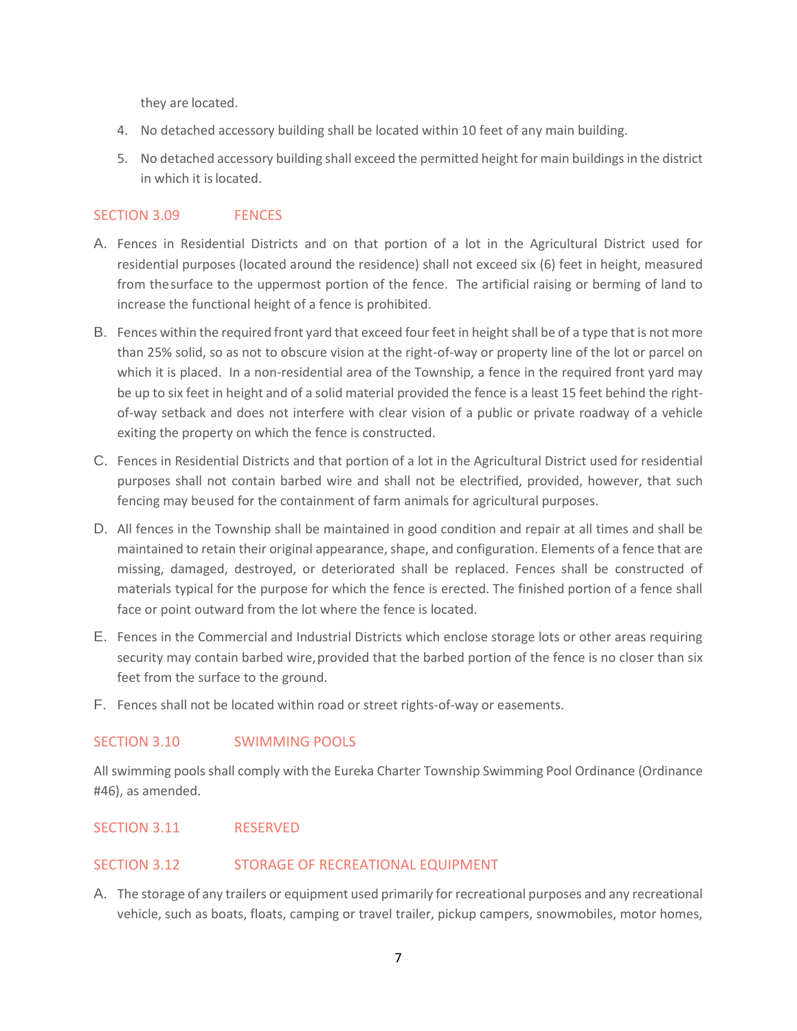they are located.

4. No detached accessory building shall be located within 10 feet of any main building.
5. No detached accessory building shall exceed the permitted height for main buildings in the district in which it is located.

## SECTION 3.09 FENCES

A. Fences in Residential Districts and on that portion of a lot in the Agricultural District used for residential purposes (located around the residence) shall not exceed six (6) feet in height, measured from the surface to the uppermost portion of the fence. The artificial raising or berming of land to increase the functional height of a fence is prohibited.

B. Fences within the required front yard that exceed four feet in height shall be of a type that is not more than 25% solid, so as not to obscure vision at the right-of-way or property line of the lot or parcel on which it is placed. In a non-residential area of the Township, a fence in the required front yard may be up to six feet in height and of a solid material provided the fence is a least 15 feet behind the right-of-way setback and does not interfere with clear vision of a public or private roadway of a vehicle exiting the property on which the fence is constructed.

C. Fences in Residential Districts and that portion of a lot in the Agricultural District used for residential purposes shall not contain barbed wire and shall not be electrified, provided, however, that such fencing may be used for the containment of farm animals for agricultural purposes.

D. All fences in the Township shall be maintained in good condition and repair at all times and shall be maintained to retain their original appearance, shape, and configuration. Elements of a fence that are missing, damaged, destroyed, or deteriorated shall be replaced. Fences shall be constructed of materials typical for the purpose for which the fence is erected. The finished portion of a fence shall face or point outward from the lot where the fence is located.

E. Fences in the Commercial and Industrial Districts which enclose storage lots or other areas requiring security may contain barbed wire, provided that the barbed portion of the fence is no closer than six feet from the surface to the ground.

F. Fences shall not be located within road or street rights-of-way or easements.

## SECTION 3.10 SWIMMING POOLS

All swimming pools shall comply with the Eureka Charter Township Swimming Pool Ordinance (Ordinance #46), as amended.

## SECTION 3.11 RESERVED

## SECTION 3.12 STORAGE OF RECREATIONAL EQUIPMENT

A. The storage of any trailers or equipment used primarily for recreational purposes and any recreational vehicle, such as boats, floats, camping or travel trailer, pickup campers, snowmobiles, motor homes,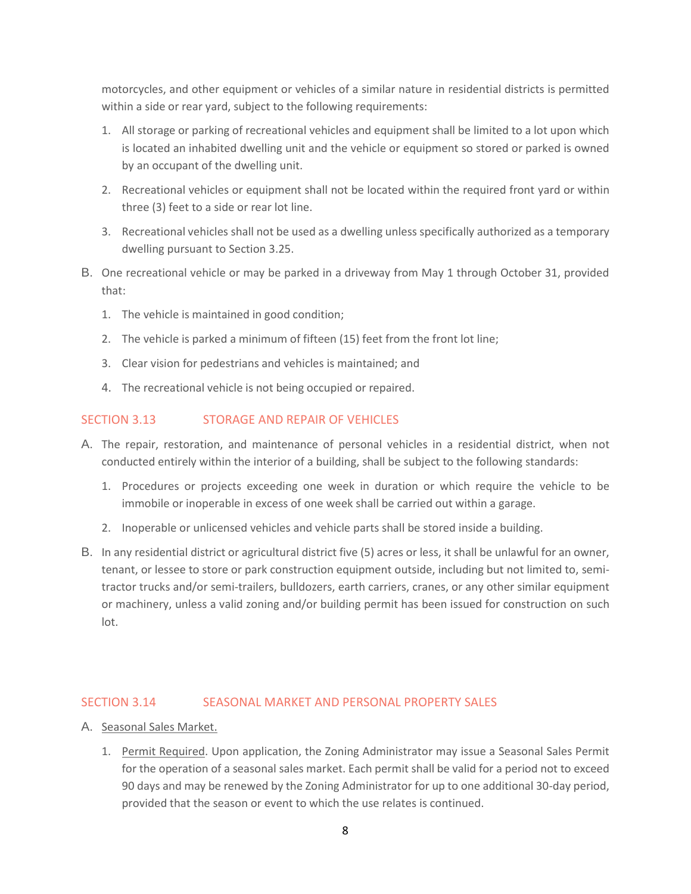motorcycles, and other equipment or vehicles of a similar nature in residential districts is permitted within a side or rear yard, subject to the following requirements:

1. All storage or parking of recreational vehicles and equipment shall be limited to a lot upon which is located an inhabited dwelling unit and the vehicle or equipment so stored or parked is owned by an occupant of the dwelling unit.
2. Recreational vehicles or equipment shall not be located within the required front yard or within three (3) feet to a side or rear lot line.
3. Recreational vehicles shall not be used as a dwelling unless specifically authorized as a temporary dwelling pursuant to Section 3.25.

B. One recreational vehicle or may be parked in a driveway from May 1 through October 31, provided that:

1. The vehicle is maintained in good condition;
2. The vehicle is parked a minimum of fifteen (15) feet from the front lot line;
3. Clear vision for pedestrians and vehicles is maintained; and
4. The recreational vehicle is not being occupied or repaired.

## SECTION 3.13 STORAGE AND REPAIR OF VEHICLES

A. The repair, restoration, and maintenance of personal vehicles in a residential district, when not conducted entirely within the interior of a building, shall be subject to the following standards:

1. Procedures or projects exceeding one week in duration or which require the vehicle to be immobile or inoperable in excess of one week shall be carried out within a garage.
2. Inoperable or unlicensed vehicles and vehicle parts shall be stored inside a building.

B. In any residential district or agricultural district five (5) acres or less, it shall be unlawful for an owner, tenant, or lessee to store or park construction equipment outside, including but not limited to, semi-tractor trucks and/or semi-trailers, bulldozers, earth carriers, cranes, or any other similar equipment or machinery, unless a valid zoning and/or building permit has been issued for construction on such lot.

## SECTION 3.14 SEASONAL MARKET AND PERSONAL PROPERTY SALES

A. Seasonal Sales Market.

1. Permit Required. Upon application, the Zoning Administrator may issue a Seasonal Sales Permit for the operation of a seasonal sales market. Each permit shall be valid for a period not to exceed 90 days and may be renewed by the Zoning Administrator for up to one additional 30-day period, provided that the season or event to which the use relates is continued.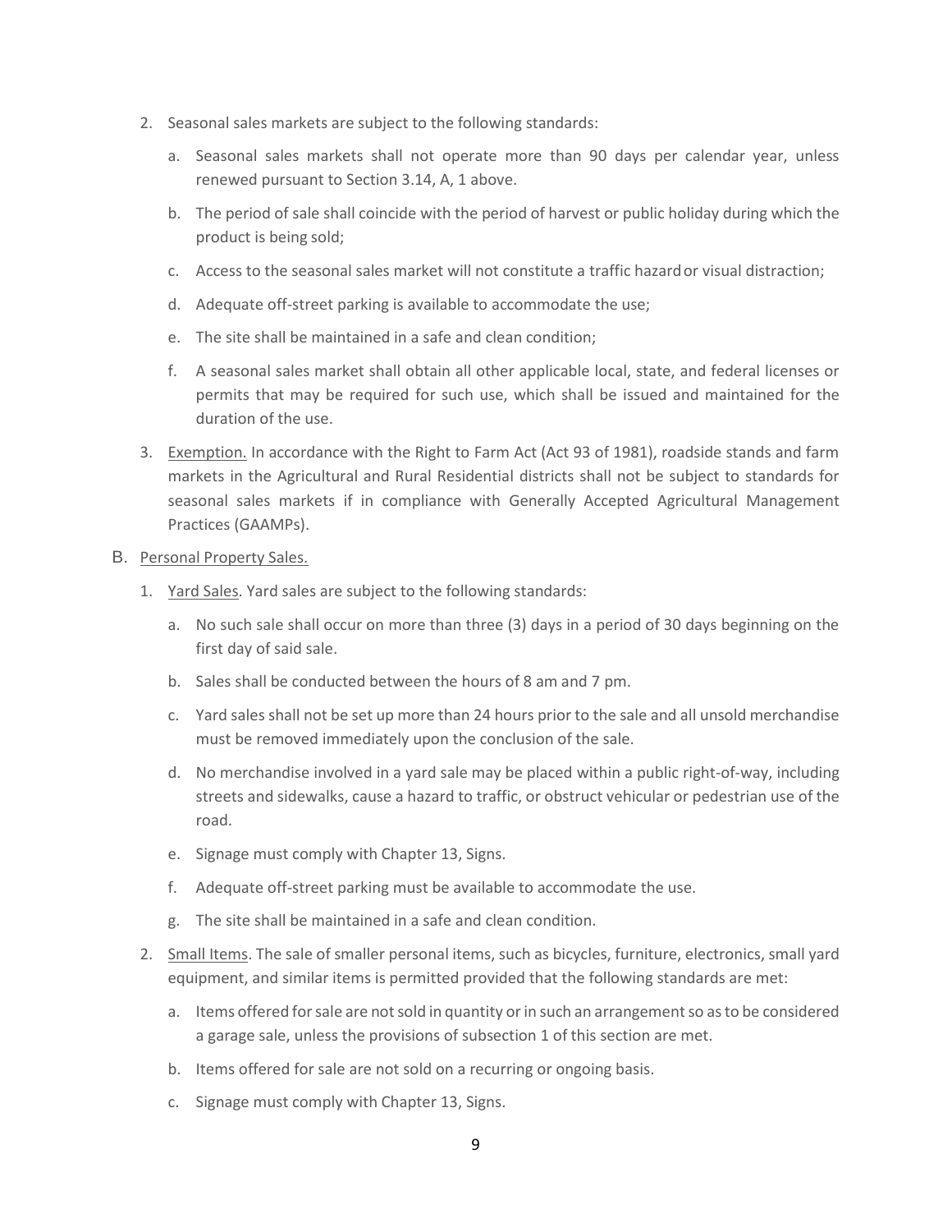2. Seasonal sales markets are subject to the following standards:

   a. Seasonal sales markets shall not operate more than 90 days per calendar year, unless renewed pursuant to Section 3.14, A, 1 above.

   b. The period of sale shall coincide with the period of harvest or public holiday during which the product is being sold;

   c. Access to the seasonal sales market will not constitute a traffic hazard or visual distraction;

   d. Adequate off-street parking is available to accommodate the use;

   e. The site shall be maintained in a safe and clean condition;

   f. A seasonal sales market shall obtain all other applicable local, state, and federal licenses or permits that may be required for such use, which shall be issued and maintained for the duration of the use.

3. Exemption. In accordance with the Right to Farm Act (Act 93 of 1981), roadside stands and farm markets in the Agricultural and Rural Residential districts shall not be subject to standards for seasonal sales markets if in compliance with Generally Accepted Agricultural Management Practices (GAAMPs).

B. Personal Property Sales.

1. Yard Sales. Yard sales are subject to the following standards:

   a. No such sale shall occur on more than three (3) days in a period of 30 days beginning on the first day of said sale.

   b. Sales shall be conducted between the hours of 8 am and 7 pm.

   c. Yard sales shall not be set up more than 24 hours prior to the sale and all unsold merchandise must be removed immediately upon the conclusion of the sale.

   d. No merchandise involved in a yard sale may be placed within a public right-of-way, including streets and sidewalks, cause a hazard to traffic, or obstruct vehicular or pedestrian use of the road.

   e. Signage must comply with Chapter 13, Signs.

   f. Adequate off-street parking must be available to accommodate the use.

   g. The site shall be maintained in a safe and clean condition.

2. Small Items. The sale of smaller personal items, such as bicycles, furniture, electronics, small yard equipment, and similar items is permitted provided that the following standards are met:

   a. Items offered for sale are not sold in quantity or in such an arrangement so as to be considered a garage sale, unless the provisions of subsection 1 of this section are met.

   b. Items offered for sale are not sold on a recurring or ongoing basis.

   c. Signage must comply with Chapter 13, Signs.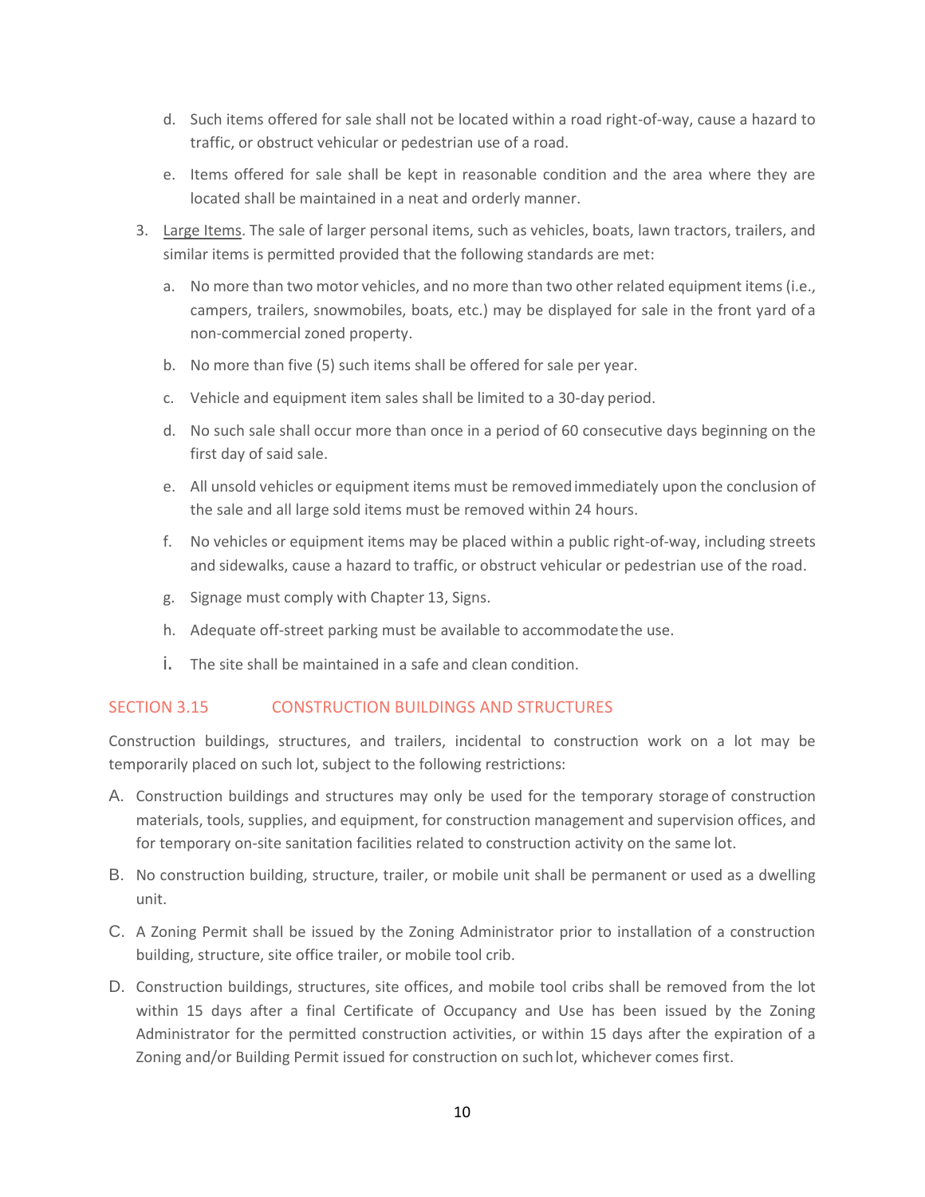d. Such items offered for sale shall not be located within a road right-of-way, cause a hazard to traffic, or obstruct vehicular or pedestrian use of a road.

   e. Items offered for sale shall be kept in reasonable condition and the area where they are located shall be maintained in a neat and orderly manner.

3. Large Items. The sale of larger personal items, such as vehicles, boats, lawn tractors, trailers, and similar items is permitted provided that the following standards are met:

   a. No more than two motor vehicles, and no more than two other related equipment items (i.e., campers, trailers, snowmobiles, boats, etc.) may be displayed for sale in the front yard of a non-commercial zoned property.

   b. No more than five (5) such items shall be offered for sale per year.

   c. Vehicle and equipment item sales shall be limited to a 30-day period.

   d. No such sale shall occur more than once in a period of 60 consecutive days beginning on the first day of said sale.

   e. All unsold vehicles or equipment items must be removed immediately upon the conclusion of the sale and all large sold items must be removed within 24 hours.

   f. No vehicles or equipment items may be placed within a public right-of-way, including streets and sidewalks, cause a hazard to traffic, or obstruct vehicular or pedestrian use of the road.

   g. Signage must comply with Chapter 13, Signs.

   h. Adequate off-street parking must be available to accommodate the use.

   i. The site shall be maintained in a safe and clean condition.

## SECTION 3.15 CONSTRUCTION BUILDINGS AND STRUCTURES

Construction buildings, structures, and trailers, incidental to construction work on a lot may be temporarily placed on such lot, subject to the following restrictions:

A. Construction buildings and structures may only be used for the temporary storage of construction materials, tools, supplies, and equipment, for construction management and supervision offices, and for temporary on-site sanitation facilities related to construction activity on the same lot.

B. No construction building, structure, trailer, or mobile unit shall be permanent or used as a dwelling unit.

C. A Zoning Permit shall be issued by the Zoning Administrator prior to installation of a construction building, structure, site office trailer, or mobile tool crib.

D. Construction buildings, structures, site offices, and mobile tool cribs shall be removed from the lot within 15 days after a final Certificate of Occupancy and Use has been issued by the Zoning Administrator for the permitted construction activities, or within 15 days after the expiration of a Zoning and/or Building Permit issued for construction on such lot, whichever comes first.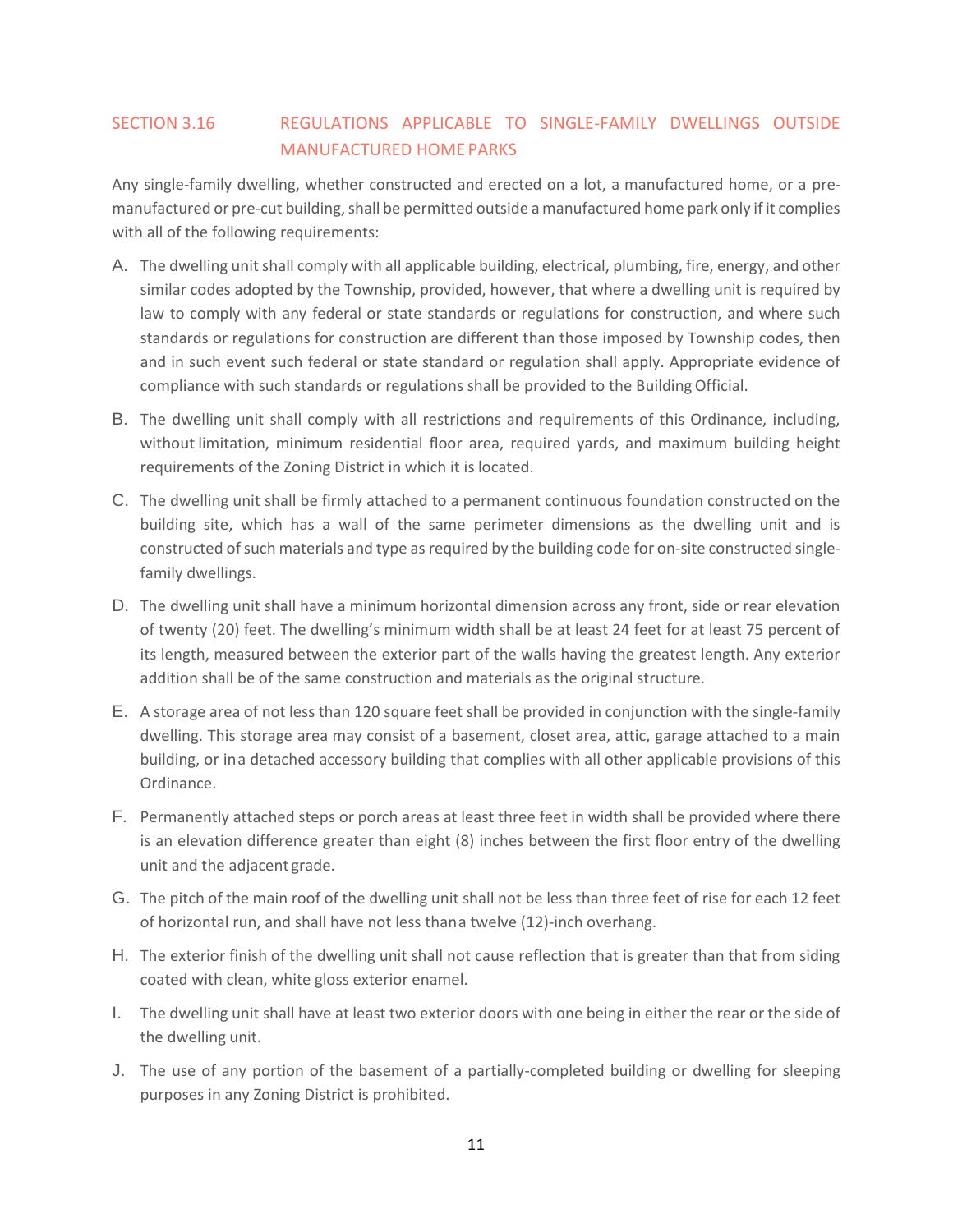## SECTION 3.16 REGULATIONS APPLICABLE TO SINGLE-FAMILY DWELLINGS OUTSIDE MANUFACTURED HOME PARKS

Any single-family dwelling, whether constructed and erected on a lot, a manufactured home, or a pre-manufactured or pre-cut building, shall be permitted outside a manufactured home park only if it complies with all of the following requirements:

A. The dwelling unit shall comply with all applicable building, electrical, plumbing, fire, energy, and other similar codes adopted by the Township, provided, however, that where a dwelling unit is required by law to comply with any federal or state standards or regulations for construction, and where such standards or regulations for construction are different than those imposed by Township codes, then and in such event such federal or state standard or regulation shall apply. Appropriate evidence of compliance with such standards or regulations shall be provided to the Building Official.

B. The dwelling unit shall comply with all restrictions and requirements of this Ordinance, including, without limitation, minimum residential floor area, required yards, and maximum building height requirements of the Zoning District in which it is located.

C. The dwelling unit shall be firmly attached to a permanent continuous foundation constructed on the building site, which has a wall of the same perimeter dimensions as the dwelling unit and is constructed of such materials and type as required by the building code for on-site constructed single-family dwellings.

D. The dwelling unit shall have a minimum horizontal dimension across any front, side or rear elevation of twenty (20) feet. The dwelling's minimum width shall be at least 24 feet for at least 75 percent of its length, measured between the exterior part of the walls having the greatest length. Any exterior addition shall be of the same construction and materials as the original structure.

E. A storage area of not less than 120 square feet shall be provided in conjunction with the single-family dwelling. This storage area may consist of a basement, closet area, attic, garage attached to a main building, or in a detached accessory building that complies with all other applicable provisions of this Ordinance.

F. Permanently attached steps or porch areas at least three feet in width shall be provided where there is an elevation difference greater than eight (8) inches between the first floor entry of the dwelling unit and the adjacent grade.

G. The pitch of the main roof of the dwelling unit shall not be less than three feet of rise for each 12 feet of horizontal run, and shall have not less than a twelve (12)-inch overhang.

H. The exterior finish of the dwelling unit shall not cause reflection that is greater than that from siding coated with clean, white gloss exterior enamel.

I. The dwelling unit shall have at least two exterior doors with one being in either the rear or the side of the dwelling unit.

J. The use of any portion of the basement of a partially-completed building or dwelling for sleeping purposes in any Zoning District is prohibited.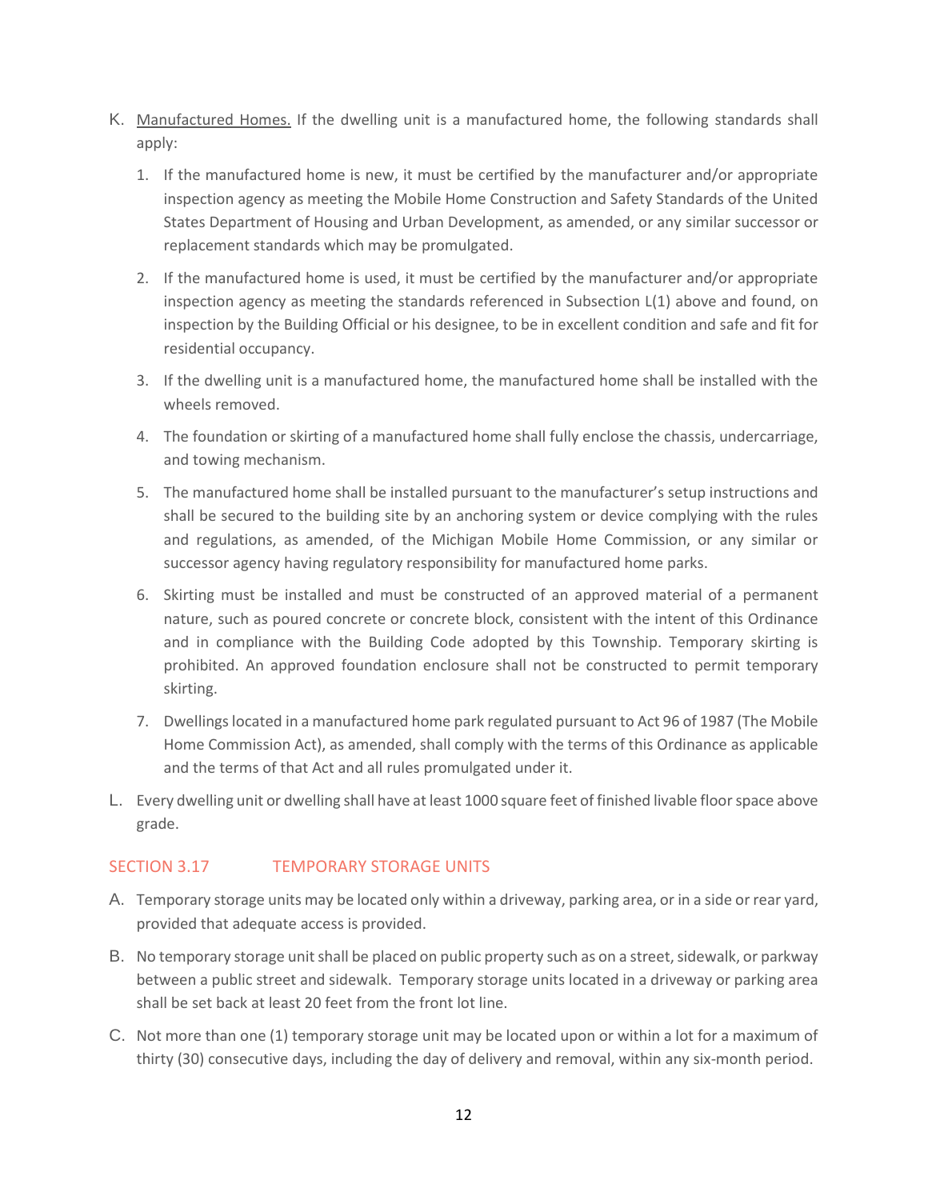K. Manufactured Homes. If the dwelling unit is a manufactured home, the following standards shall apply:

1. If the manufactured home is new, it must be certified by the manufacturer and/or appropriate inspection agency as meeting the Mobile Home Construction and Safety Standards of the United States Department of Housing and Urban Development, as amended, or any similar successor or replacement standards which may be promulgated.

2. If the manufactured home is used, it must be certified by the manufacturer and/or appropriate inspection agency as meeting the standards referenced in Subsection L(1) above and found, on inspection by the Building Official or his designee, to be in excellent condition and safe and fit for residential occupancy.

3. If the dwelling unit is a manufactured home, the manufactured home shall be installed with the wheels removed.

4. The foundation or skirting of a manufactured home shall fully enclose the chassis, undercarriage, and towing mechanism.

5. The manufactured home shall be installed pursuant to the manufacturer's setup instructions and shall be secured to the building site by an anchoring system or device complying with the rules and regulations, as amended, of the Michigan Mobile Home Commission, or any similar or successor agency having regulatory responsibility for manufactured home parks.

6. Skirting must be installed and must be constructed of an approved material of a permanent nature, such as poured concrete or concrete block, consistent with the intent of this Ordinance and in compliance with the Building Code adopted by this Township. Temporary skirting is prohibited. An approved foundation enclosure shall not be constructed to permit temporary skirting.

7. Dwellings located in a manufactured home park regulated pursuant to Act 96 of 1987 (The Mobile Home Commission Act), as amended, shall comply with the terms of this Ordinance as applicable and the terms of that Act and all rules promulgated under it.

L. Every dwelling unit or dwelling shall have at least 1000 square feet of finished livable floor space above grade.

## SECTION 3.17 TEMPORARY STORAGE UNITS

A. Temporary storage units may be located only within a driveway, parking area, or in a side or rear yard, provided that adequate access is provided.

B. No temporary storage unit shall be placed on public property such as on a street, sidewalk, or parkway between a public street and sidewalk. Temporary storage units located in a driveway or parking area shall be set back at least 20 feet from the front lot line.

C. Not more than one (1) temporary storage unit may be located upon or within a lot for a maximum of thirty (30) consecutive days, including the day of delivery and removal, within any six-month period.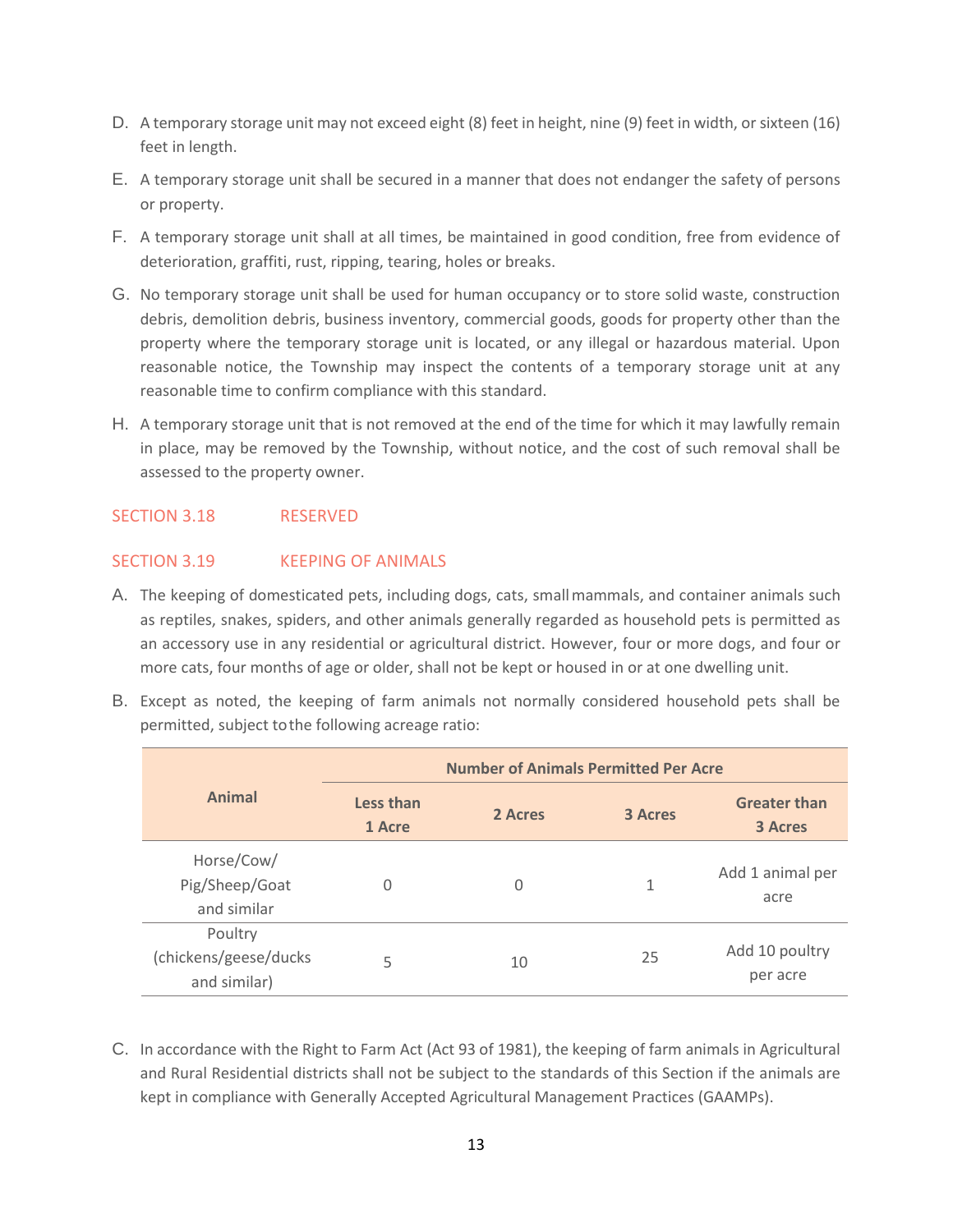D. A temporary storage unit may not exceed eight (8) feet in height, nine (9) feet in width, or sixteen (16) feet in length.

E. A temporary storage unit shall be secured in a manner that does not endanger the safety of persons or property.

F. A temporary storage unit shall at all times, be maintained in good condition, free from evidence of deterioration, graffiti, rust, ripping, tearing, holes or breaks.

G. No temporary storage unit shall be used for human occupancy or to store solid waste, construction debris, demolition debris, business inventory, commercial goods, goods for property other than the property where the temporary storage unit is located, or any illegal or hazardous material. Upon reasonable notice, the Township may inspect the contents of a temporary storage unit at any reasonable time to confirm compliance with this standard.

H. A temporary storage unit that is not removed at the end of the time for which it may lawfully remain in place, may be removed by the Township, without notice, and the cost of such removal shall be assessed to the property owner.

## SECTION 3.18 RESERVED

## SECTION 3.19 KEEPING OF ANIMALS

A. The keeping of domesticated pets, including dogs, cats, small mammals, and container animals such as reptiles, snakes, spiders, and other animals generally regarded as household pets is permitted as an accessory use in any residential or agricultural district. However, four or more dogs, and four or more cats, four months of age or older, shall not be kept or housed in or at one dwelling unit.

B. Except as noted, the keeping of farm animals not normally considered household pets shall be permitted, subject to the following acreage ratio:

| Animal | Number of Animals Permitted Per Acre | | | |
|---|---|---|---|---|
| | Less than 1 Acre | 2 Acres | 3 Acres | Greater than 3 Acres |
| Horse/Cow/ Pig/Sheep/Goat and similar | 0 | 0 | 1 | Add 1 animal per acre |
| Poultry (chickens/geese/ducks and similar) | 5 | 10 | 25 | Add 10 poultry per acre |

C. In accordance with the Right to Farm Act (Act 93 of 1981), the keeping of farm animals in Agricultural and Rural Residential districts shall not be subject to the standards of this Section if the animals are kept in compliance with Generally Accepted Agricultural Management Practices (GAAMPs).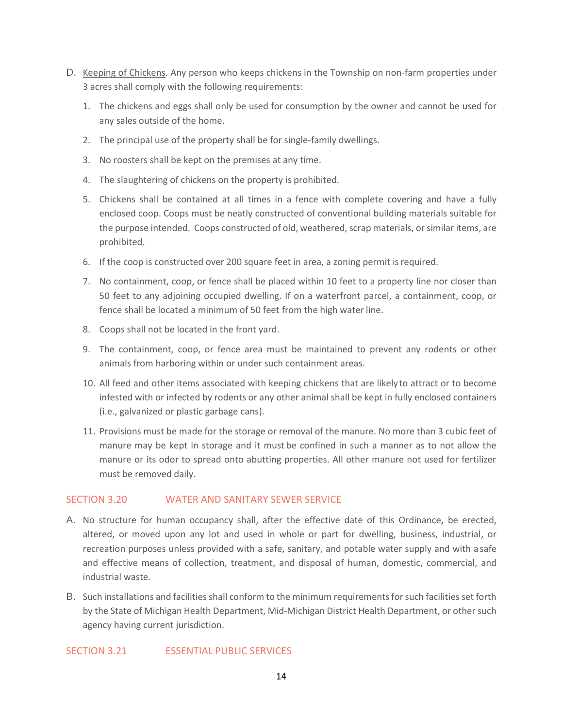D. Keeping of Chickens. Any person who keeps chickens in the Township on non-farm properties under 3 acres shall comply with the following requirements:

1. The chickens and eggs shall only be used for consumption by the owner and cannot be used for any sales outside of the home.
2. The principal use of the property shall be for single-family dwellings.
3. No roosters shall be kept on the premises at any time.
4. The slaughtering of chickens on the property is prohibited.
5. Chickens shall be contained at all times in a fence with complete covering and have a fully enclosed coop. Coops must be neatly constructed of conventional building materials suitable for the purpose intended. Coops constructed of old, weathered, scrap materials, or similar items, are prohibited.
6. If the coop is constructed over 200 square feet in area, a zoning permit is required.
7. No containment, coop, or fence shall be placed within 10 feet to a property line nor closer than 50 feet to any adjoining occupied dwelling. If on a waterfront parcel, a containment, coop, or fence shall be located a minimum of 50 feet from the high water line.
8. Coops shall not be located in the front yard.
9. The containment, coop, or fence area must be maintained to prevent any rodents or other animals from harboring within or under such containment areas.
10. All feed and other items associated with keeping chickens that are likely to attract or to become infested with or infected by rodents or any other animal shall be kept in fully enclosed containers (i.e., galvanized or plastic garbage cans).
11. Provisions must be made for the storage or removal of the manure. No more than 3 cubic feet of manure may be kept in storage and it must be confined in such a manner as to not allow the manure or its odor to spread onto abutting properties. All other manure not used for fertilizer must be removed daily.

## SECTION 3.20 WATER AND SANITARY SEWER SERVICE

A. No structure for human occupancy shall, after the effective date of this Ordinance, be erected, altered, or moved upon any lot and used in whole or part for dwelling, business, industrial, or recreation purposes unless provided with a safe, sanitary, and potable water supply and with a safe and effective means of collection, treatment, and disposal of human, domestic, commercial, and industrial waste.

B. Such installations and facilities shall conform to the minimum requirements for such facilities set forth by the State of Michigan Health Department, Mid-Michigan District Health Department, or other such agency having current jurisdiction.

## SECTION 3.21 ESSENTIAL PUBLIC SERVICES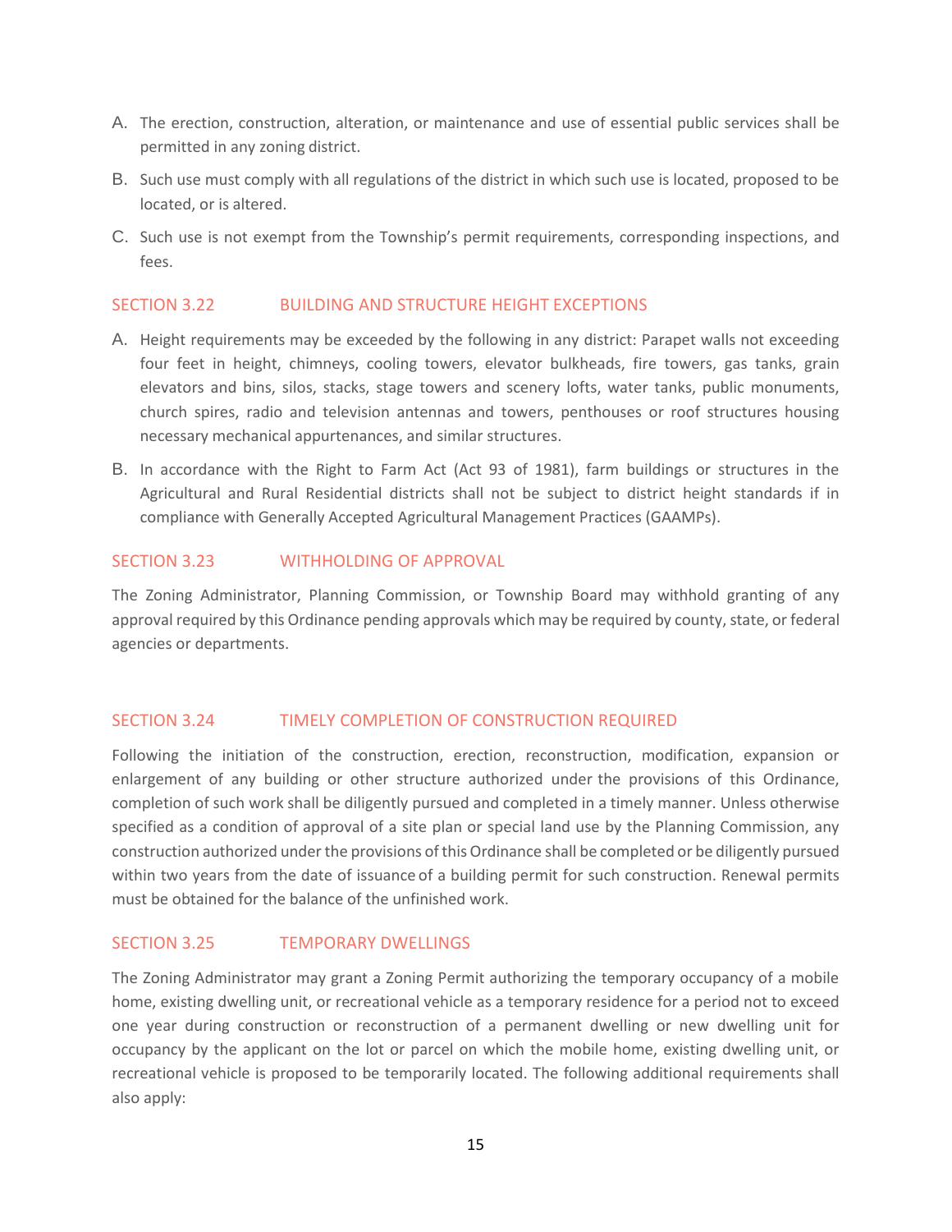A. The erection, construction, alteration, or maintenance and use of essential public services shall be permitted in any zoning district.

B. Such use must comply with all regulations of the district in which such use is located, proposed to be located, or is altered.

C. Such use is not exempt from the Township's permit requirements, corresponding inspections, and fees.

## SECTION 3.22 BUILDING AND STRUCTURE HEIGHT EXCEPTIONS

A. Height requirements may be exceeded by the following in any district: Parapet walls not exceeding four feet in height, chimneys, cooling towers, elevator bulkheads, fire towers, gas tanks, grain elevators and bins, silos, stacks, stage towers and scenery lofts, water tanks, public monuments, church spires, radio and television antennas and towers, penthouses or roof structures housing necessary mechanical appurtenances, and similar structures.

B. In accordance with the Right to Farm Act (Act 93 of 1981), farm buildings or structures in the Agricultural and Rural Residential districts shall not be subject to district height standards if in compliance with Generally Accepted Agricultural Management Practices (GAAMPs).

## SECTION 3.23 WITHHOLDING OF APPROVAL

The Zoning Administrator, Planning Commission, or Township Board may withhold granting of any approval required by this Ordinance pending approvals which may be required by county, state, or federal agencies or departments.

## SECTION 3.24 TIMELY COMPLETION OF CONSTRUCTION REQUIRED

Following the initiation of the construction, erection, reconstruction, modification, expansion or enlargement of any building or other structure authorized under the provisions of this Ordinance, completion of such work shall be diligently pursued and completed in a timely manner. Unless otherwise specified as a condition of approval of a site plan or special land use by the Planning Commission, any construction authorized under the provisions of this Ordinance shall be completed or be diligently pursued within two years from the date of issuance of a building permit for such construction. Renewal permits must be obtained for the balance of the unfinished work.

## SECTION 3.25 TEMPORARY DWELLINGS

The Zoning Administrator may grant a Zoning Permit authorizing the temporary occupancy of a mobile home, existing dwelling unit, or recreational vehicle as a temporary residence for a period not to exceed one year during construction or reconstruction of a permanent dwelling or new dwelling unit for occupancy by the applicant on the lot or parcel on which the mobile home, existing dwelling unit, or recreational vehicle is proposed to be temporarily located. The following additional requirements shall also apply: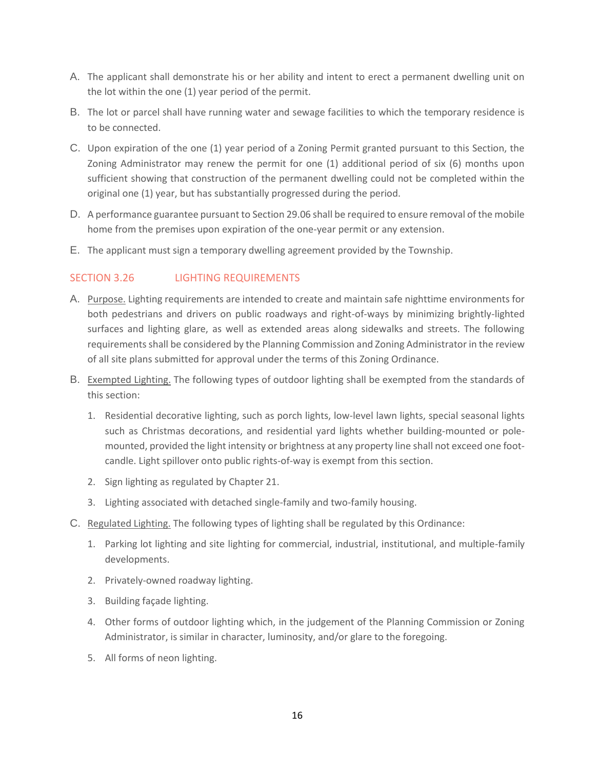A. The applicant shall demonstrate his or her ability and intent to erect a permanent dwelling unit on the lot within the one (1) year period of the permit.

B. The lot or parcel shall have running water and sewage facilities to which the temporary residence is to be connected.

C. Upon expiration of the one (1) year period of a Zoning Permit granted pursuant to this Section, the Zoning Administrator may renew the permit for one (1) additional period of six (6) months upon sufficient showing that construction of the permanent dwelling could not be completed within the original one (1) year, but has substantially progressed during the period.

D. A performance guarantee pursuant to Section 29.06 shall be required to ensure removal of the mobile home from the premises upon expiration of the one-year permit or any extension.

E. The applicant must sign a temporary dwelling agreement provided by the Township.

## SECTION 3.26 LIGHTING REQUIREMENTS

A. Purpose. Lighting requirements are intended to create and maintain safe nighttime environments for both pedestrians and drivers on public roadways and right-of-ways by minimizing brightly-lighted surfaces and lighting glare, as well as extended areas along sidewalks and streets. The following requirements shall be considered by the Planning Commission and Zoning Administrator in the review of all site plans submitted for approval under the terms of this Zoning Ordinance.

B. Exempted Lighting. The following types of outdoor lighting shall be exempted from the standards of this section:

   1. Residential decorative lighting, such as porch lights, low-level lawn lights, special seasonal lights such as Christmas decorations, and residential yard lights whether building-mounted or pole-mounted, provided the light intensity or brightness at any property line shall not exceed one foot-candle. Light spillover onto public rights-of-way is exempt from this section.

   2. Sign lighting as regulated by Chapter 21.

   3. Lighting associated with detached single-family and two-family housing.

C. Regulated Lighting. The following types of lighting shall be regulated by this Ordinance:

   1. Parking lot lighting and site lighting for commercial, industrial, institutional, and multiple-family developments.

   2. Privately-owned roadway lighting.

   3. Building façade lighting.

   4. Other forms of outdoor lighting which, in the judgement of the Planning Commission or Zoning Administrator, is similar in character, luminosity, and/or glare to the foregoing.

   5. All forms of neon lighting.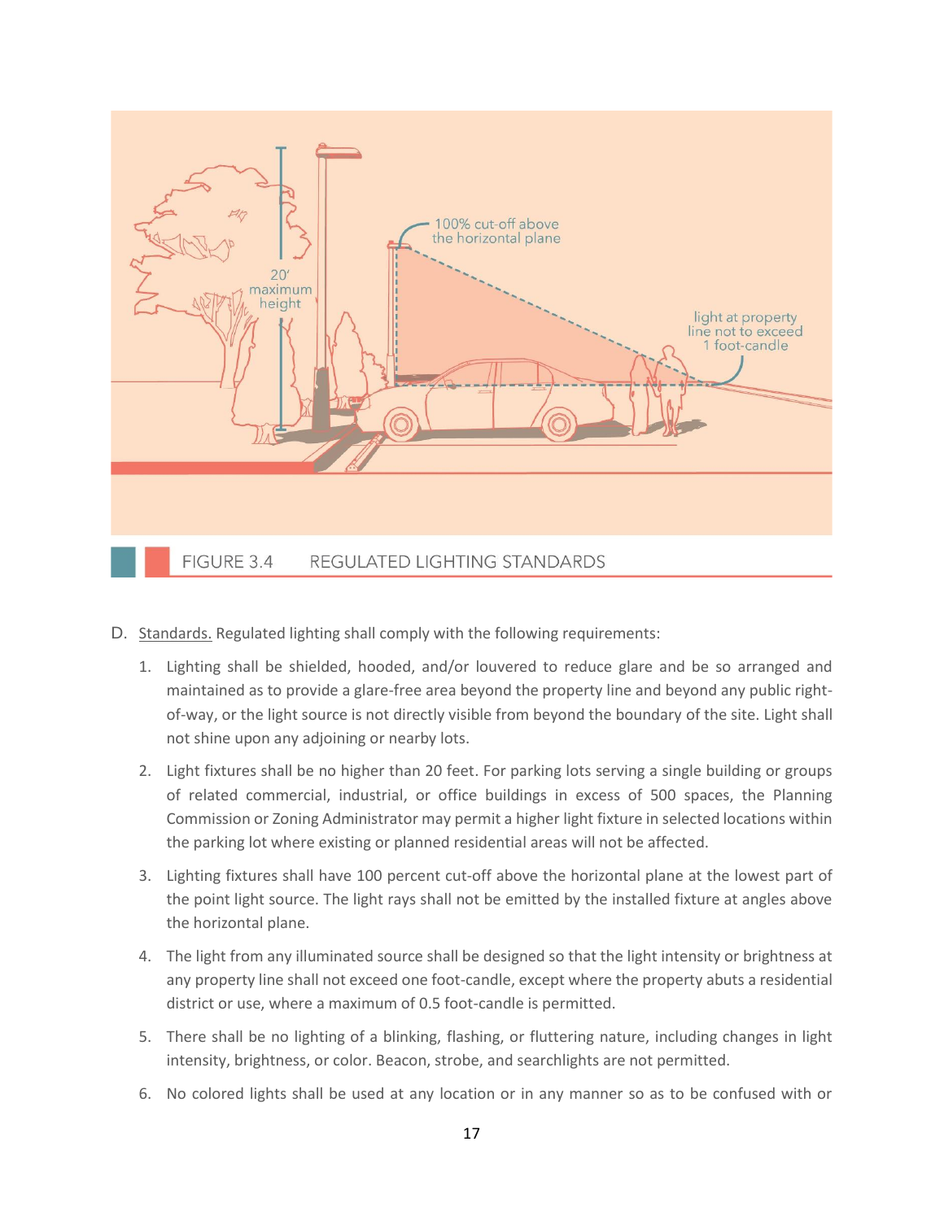FIGURE 3.4 REGULATED LIGHTING STANDARDS

D. Standards. Regulated lighting shall comply with the following requirements:

1. Lighting shall be shielded, hooded, and/or louvered to reduce glare and be so arranged and maintained as to provide a glare-free area beyond the property line and beyond any public right-of-way, or the light source is not directly visible from beyond the boundary of the site. Light shall not shine upon any adjoining or nearby lots.

2. Light fixtures shall be no higher than 20 feet. For parking lots serving a single building or groups of related commercial, industrial, or office buildings in excess of 500 spaces, the Planning Commission or Zoning Administrator may permit a higher light fixture in selected locations within the parking lot where existing or planned residential areas will not be affected.

3. Lighting fixtures shall have 100 percent cut-off above the horizontal plane at the lowest part of the point light source. The light rays shall not be emitted by the installed fixture at angles above the horizontal plane.

4. The light from any illuminated source shall be designed so that the light intensity or brightness at any property line shall not exceed one foot-candle, except where the property abuts a residential district or use, where a maximum of 0.5 foot-candle is permitted.

5. There shall be no lighting of a blinking, flashing, or fluttering nature, including changes in light intensity, brightness, or color. Beacon, strobe, and searchlights are not permitted.

6. No colored lights shall be used at any location or in any manner so as to be confused with or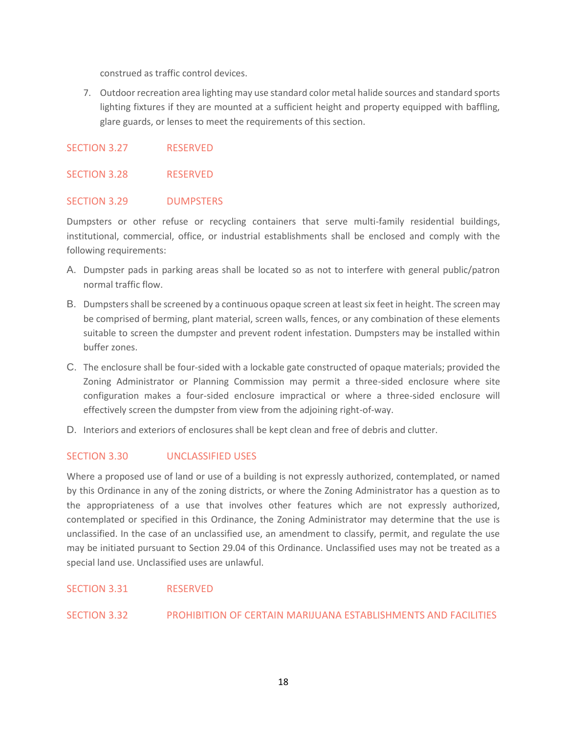construed as traffic control devices.

7. Outdoor recreation area lighting may use standard color metal halide sources and standard sports lighting fixtures if they are mounted at a sufficient height and property equipped with baffling, glare guards, or lenses to meet the requirements of this section.

## SECTION 3.27 RESERVED

## SECTION 3.28 RESERVED

## SECTION 3.29 DUMPSTERS

Dumpsters or other refuse or recycling containers that serve multi-family residential buildings, institutional, commercial, office, or industrial establishments shall be enclosed and comply with the following requirements:

A. Dumpster pads in parking areas shall be located so as not to interfere with general public/patron normal traffic flow.

B. Dumpsters shall be screened by a continuous opaque screen at least six feet in height. The screen may be comprised of berming, plant material, screen walls, fences, or any combination of these elements suitable to screen the dumpster and prevent rodent infestation. Dumpsters may be installed within buffer zones.

C. The enclosure shall be four-sided with a lockable gate constructed of opaque materials; provided the Zoning Administrator or Planning Commission may permit a three-sided enclosure where site configuration makes a four-sided enclosure impractical or where a three-sided enclosure will effectively screen the dumpster from view from the adjoining right-of-way.

D. Interiors and exteriors of enclosures shall be kept clean and free of debris and clutter.

## SECTION 3.30 UNCLASSIFIED USES

Where a proposed use of land or use of a building is not expressly authorized, contemplated, or named by this Ordinance in any of the zoning districts, or where the Zoning Administrator has a question as to the appropriateness of a use that involves other features which are not expressly authorized, contemplated or specified in this Ordinance, the Zoning Administrator may determine that the use is unclassified. In the case of an unclassified use, an amendment to classify, permit, and regulate the use may be initiated pursuant to Section 29.04 of this Ordinance. Unclassified uses may not be treated as a special land use. Unclassified uses are unlawful.

## SECTION 3.31 RESERVED

## SECTION 3.32 PROHIBITION OF CERTAIN MARIJUANA ESTABLISHMENTS AND FACILITIES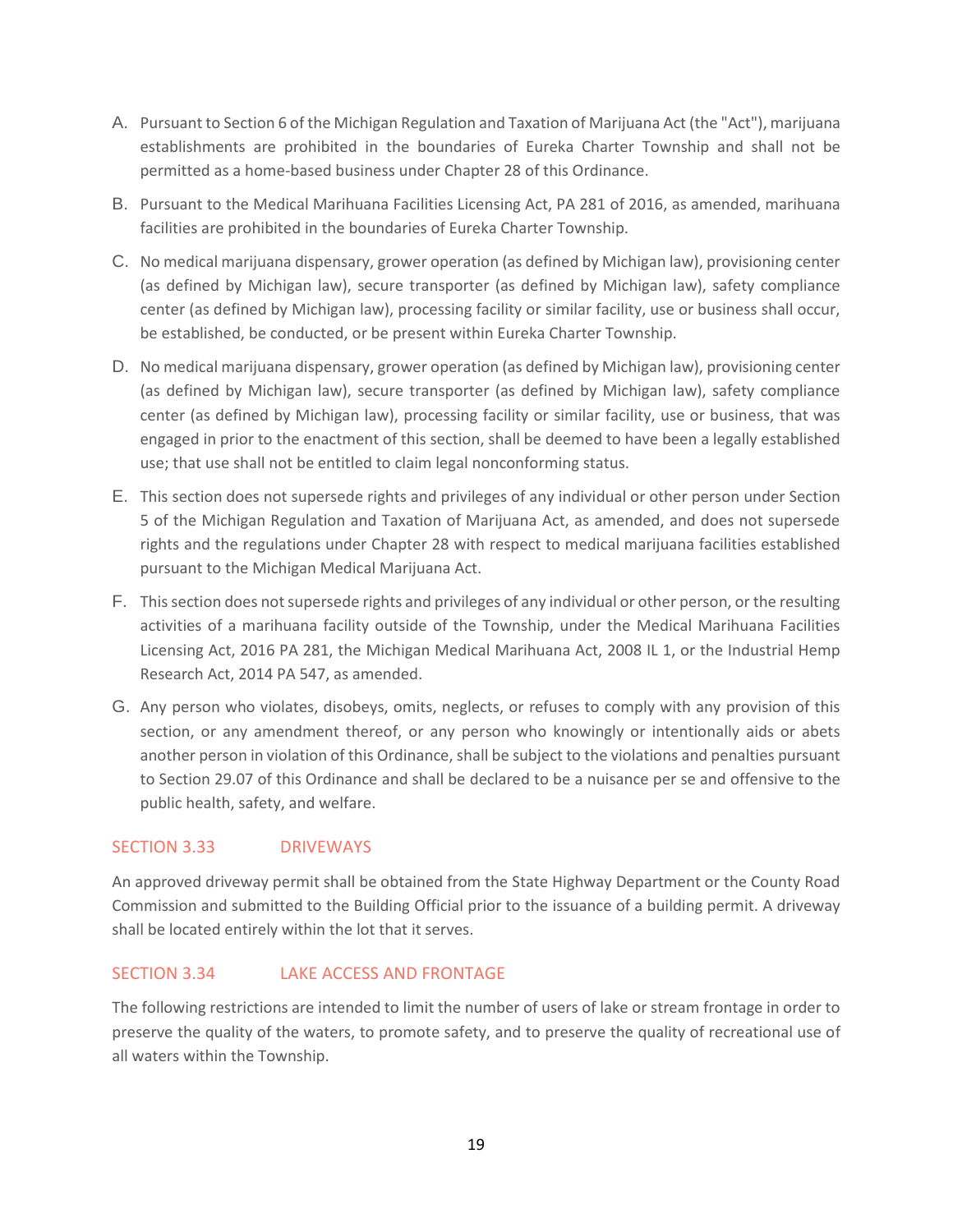A. Pursuant to Section 6 of the Michigan Regulation and Taxation of Marijuana Act (the "Act"), marijuana establishments are prohibited in the boundaries of Eureka Charter Township and shall not be permitted as a home-based business under Chapter 28 of this Ordinance.

B. Pursuant to the Medical Marihuana Facilities Licensing Act, PA 281 of 2016, as amended, marihuana facilities are prohibited in the boundaries of Eureka Charter Township.

C. No medical marijuana dispensary, grower operation (as defined by Michigan law), provisioning center (as defined by Michigan law), secure transporter (as defined by Michigan law), safety compliance center (as defined by Michigan law), processing facility or similar facility, use or business shall occur, be established, be conducted, or be present within Eureka Charter Township.

D. No medical marijuana dispensary, grower operation (as defined by Michigan law), provisioning center (as defined by Michigan law), secure transporter (as defined by Michigan law), safety compliance center (as defined by Michigan law), processing facility or similar facility, use or business, that was engaged in prior to the enactment of this section, shall be deemed to have been a legally established use; that use shall not be entitled to claim legal nonconforming status.

E. This section does not supersede rights and privileges of any individual or other person under Section 5 of the Michigan Regulation and Taxation of Marijuana Act, as amended, and does not supersede rights and the regulations under Chapter 28 with respect to medical marijuana facilities established pursuant to the Michigan Medical Marijuana Act.

F. This section does not supersede rights and privileges of any individual or other person, or the resulting activities of a marihuana facility outside of the Township, under the Medical Marihuana Facilities Licensing Act, 2016 PA 281, the Michigan Medical Marihuana Act, 2008 IL 1, or the Industrial Hemp Research Act, 2014 PA 547, as amended.

G. Any person who violates, disobeys, omits, neglects, or refuses to comply with any provision of this section, or any amendment thereof, or any person who knowingly or intentionally aids or abets another person in violation of this Ordinance, shall be subject to the violations and penalties pursuant to Section 29.07 of this Ordinance and shall be declared to be a nuisance per se and offensive to the public health, safety, and welfare.

## SECTION 3.33 DRIVEWAYS

An approved driveway permit shall be obtained from the State Highway Department or the County Road Commission and submitted to the Building Official prior to the issuance of a building permit. A driveway shall be located entirely within the lot that it serves.

## SECTION 3.34 LAKE ACCESS AND FRONTAGE

The following restrictions are intended to limit the number of users of lake or stream frontage in order to preserve the quality of the waters, to promote safety, and to preserve the quality of recreational use of all waters within the Township.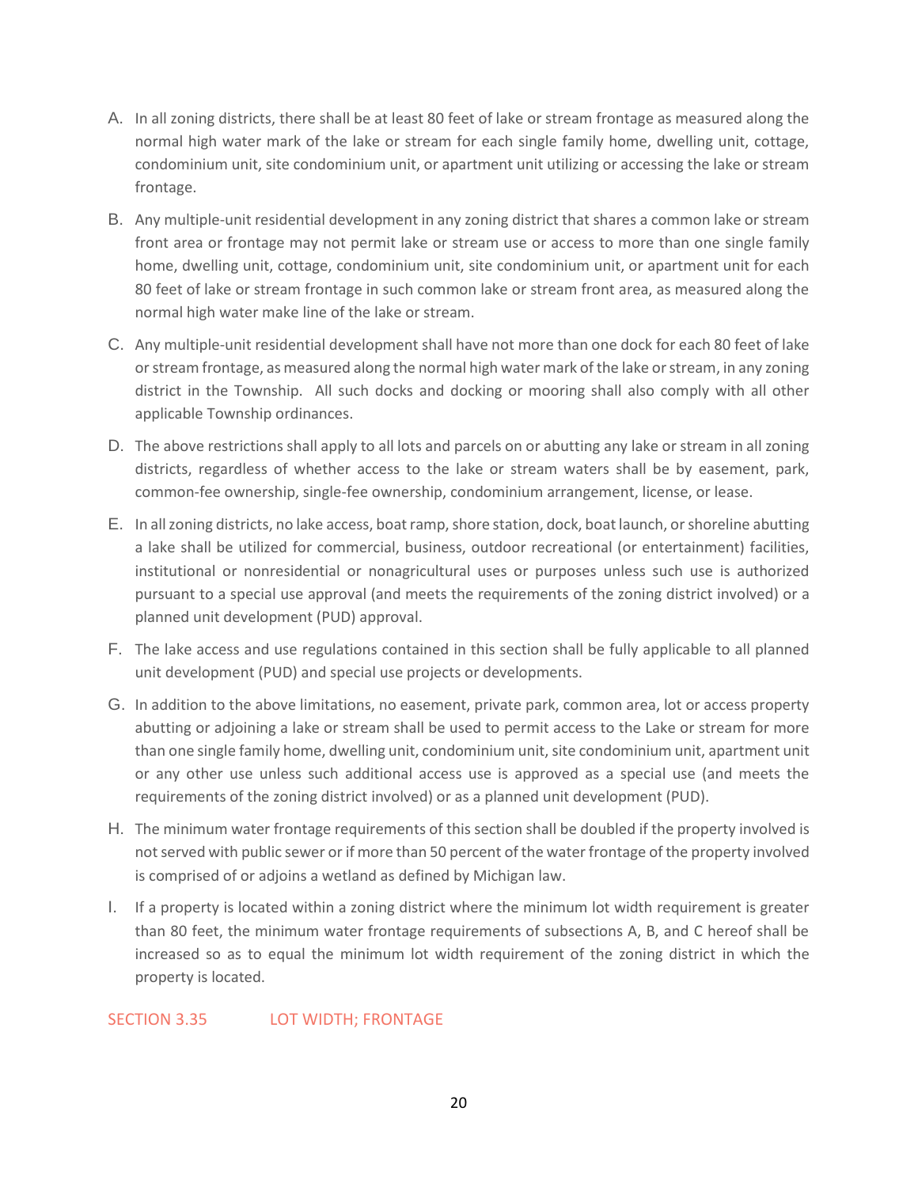A. In all zoning districts, there shall be at least 80 feet of lake or stream frontage as measured along the normal high water mark of the lake or stream for each single family home, dwelling unit, cottage, condominium unit, site condominium unit, or apartment unit utilizing or accessing the lake or stream frontage.

B. Any multiple-unit residential development in any zoning district that shares a common lake or stream front area or frontage may not permit lake or stream use or access to more than one single family home, dwelling unit, cottage, condominium unit, site condominium unit, or apartment unit for each 80 feet of lake or stream frontage in such common lake or stream front area, as measured along the normal high water make line of the lake or stream.

C. Any multiple-unit residential development shall have not more than one dock for each 80 feet of lake or stream frontage, as measured along the normal high water mark of the lake or stream, in any zoning district in the Township. All such docks and docking or mooring shall also comply with all other applicable Township ordinances.

D. The above restrictions shall apply to all lots and parcels on or abutting any lake or stream in all zoning districts, regardless of whether access to the lake or stream waters shall be by easement, park, common-fee ownership, single-fee ownership, condominium arrangement, license, or lease.

E. In all zoning districts, no lake access, boat ramp, shore station, dock, boat launch, or shoreline abutting a lake shall be utilized for commercial, business, outdoor recreational (or entertainment) facilities, institutional or nonresidential or nonagricultural uses or purposes unless such use is authorized pursuant to a special use approval (and meets the requirements of the zoning district involved) or a planned unit development (PUD) approval.

F. The lake access and use regulations contained in this section shall be fully applicable to all planned unit development (PUD) and special use projects or developments.

G. In addition to the above limitations, no easement, private park, common area, lot or access property abutting or adjoining a lake or stream shall be used to permit access to the Lake or stream for more than one single family home, dwelling unit, condominium unit, site condominium unit, apartment unit or any other use unless such additional access use is approved as a special use (and meets the requirements of the zoning district involved) or as a planned unit development (PUD).

H. The minimum water frontage requirements of this section shall be doubled if the property involved is not served with public sewer or if more than 50 percent of the water frontage of the property involved is comprised of or adjoins a wetland as defined by Michigan law.

I. If a property is located within a zoning district where the minimum lot width requirement is greater than 80 feet, the minimum water frontage requirements of subsections A, B, and C hereof shall be increased so as to equal the minimum lot width requirement of the zoning district in which the property is located.

## SECTION 3.35 LOT WIDTH; FRONTAGE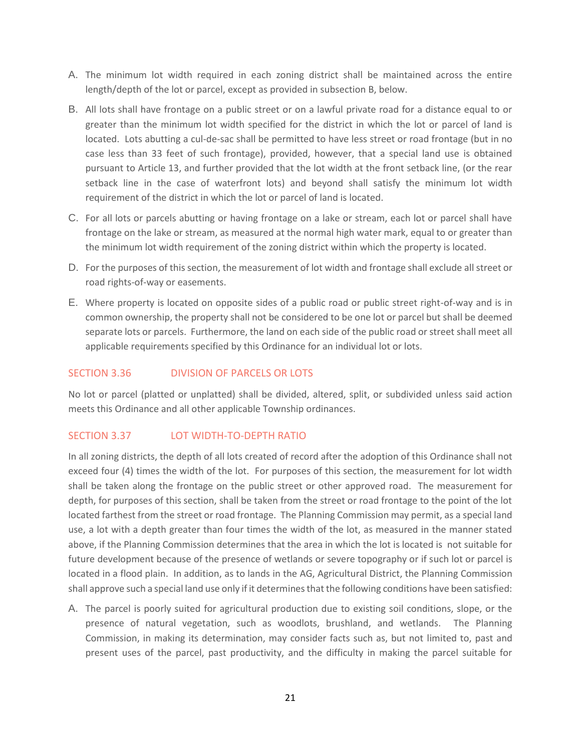A. The minimum lot width required in each zoning district shall be maintained across the entire length/depth of the lot or parcel, except as provided in subsection B, below.

B. All lots shall have frontage on a public street or on a lawful private road for a distance equal to or greater than the minimum lot width specified for the district in which the lot or parcel of land is located. Lots abutting a cul-de-sac shall be permitted to have less street or road frontage (but in no case less than 33 feet of such frontage), provided, however, that a special land use is obtained pursuant to Article 13, and further provided that the lot width at the front setback line, (or the rear setback line in the case of waterfront lots) and beyond shall satisfy the minimum lot width requirement of the district in which the lot or parcel of land is located.

C. For all lots or parcels abutting or having frontage on a lake or stream, each lot or parcel shall have frontage on the lake or stream, as measured at the normal high water mark, equal to or greater than the minimum lot width requirement of the zoning district within which the property is located.

D. For the purposes of this section, the measurement of lot width and frontage shall exclude all street or road rights-of-way or easements.

E. Where property is located on opposite sides of a public road or public street right-of-way and is in common ownership, the property shall not be considered to be one lot or parcel but shall be deemed separate lots or parcels. Furthermore, the land on each side of the public road or street shall meet all applicable requirements specified by this Ordinance for an individual lot or lots.

## SECTION 3.36 DIVISION OF PARCELS OR LOTS

No lot or parcel (platted or unplatted) shall be divided, altered, split, or subdivided unless said action meets this Ordinance and all other applicable Township ordinances.

## SECTION 3.37 LOT WIDTH-TO-DEPTH RATIO

In all zoning districts, the depth of all lots created of record after the adoption of this Ordinance shall not exceed four (4) times the width of the lot. For purposes of this section, the measurement for lot width shall be taken along the frontage on the public street or other approved road. The measurement for depth, for purposes of this section, shall be taken from the street or road frontage to the point of the lot located farthest from the street or road frontage. The Planning Commission may permit, as a special land use, a lot with a depth greater than four times the width of the lot, as measured in the manner stated above, if the Planning Commission determines that the area in which the lot is located is not suitable for future development because of the presence of wetlands or severe topography or if such lot or parcel is located in a flood plain. In addition, as to lands in the AG, Agricultural District, the Planning Commission shall approve such a special land use only if it determines that the following conditions have been satisfied:

A. The parcel is poorly suited for agricultural production due to existing soil conditions, slope, or the presence of natural vegetation, such as woodlots, brushland, and wetlands. The Planning Commission, in making its determination, may consider facts such as, but not limited to, past and present uses of the parcel, past productivity, and the difficulty in making the parcel suitable for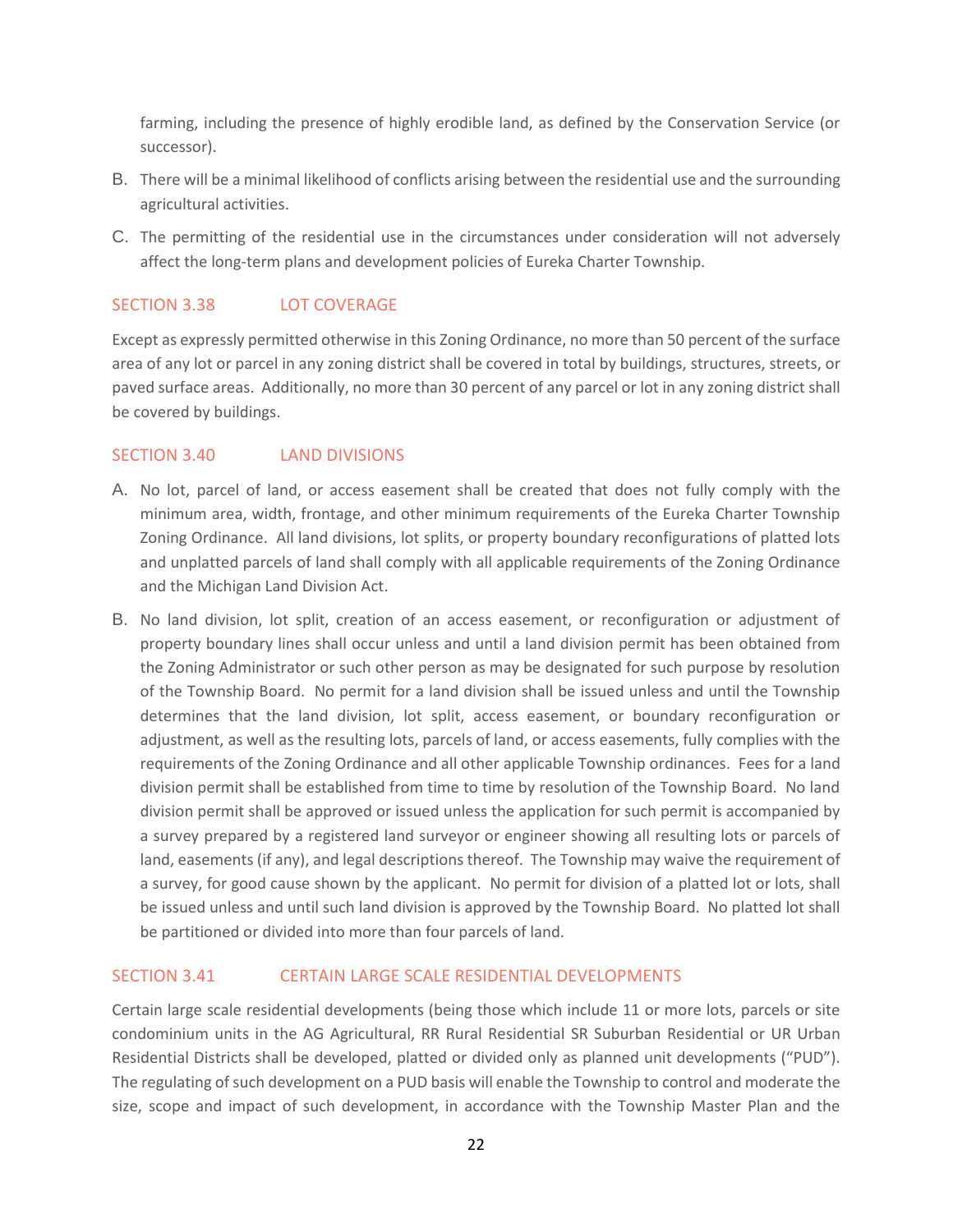farming, including the presence of highly erodible land, as defined by the Conservation Service (or successor).

B. There will be a minimal likelihood of conflicts arising between the residential use and the surrounding agricultural activities.

C. The permitting of the residential use in the circumstances under consideration will not adversely affect the long-term plans and development policies of Eureka Charter Township.

## SECTION 3.38 LOT COVERAGE

Except as expressly permitted otherwise in this Zoning Ordinance, no more than 50 percent of the surface area of any lot or parcel in any zoning district shall be covered in total by buildings, structures, streets, or paved surface areas. Additionally, no more than 30 percent of any parcel or lot in any zoning district shall be covered by buildings.

## SECTION 3.40 LAND DIVISIONS

A. No lot, parcel of land, or access easement shall be created that does not fully comply with the minimum area, width, frontage, and other minimum requirements of the Eureka Charter Township Zoning Ordinance. All land divisions, lot splits, or property boundary reconfigurations of platted lots and unplatted parcels of land shall comply with all applicable requirements of the Zoning Ordinance and the Michigan Land Division Act.

B. No land division, lot split, creation of an access easement, or reconfiguration or adjustment of property boundary lines shall occur unless and until a land division permit has been obtained from the Zoning Administrator or such other person as may be designated for such purpose by resolution of the Township Board. No permit for a land division shall be issued unless and until the Township determines that the land division, lot split, access easement, or boundary reconfiguration or adjustment, as well as the resulting lots, parcels of land, or access easements, fully complies with the requirements of the Zoning Ordinance and all other applicable Township ordinances. Fees for a land division permit shall be established from time to time by resolution of the Township Board. No land division permit shall be approved or issued unless the application for such permit is accompanied by a survey prepared by a registered land surveyor or engineer showing all resulting lots or parcels of land, easements (if any), and legal descriptions thereof. The Township may waive the requirement of a survey, for good cause shown by the applicant. No permit for division of a platted lot or lots, shall be issued unless and until such land division is approved by the Township Board. No platted lot shall be partitioned or divided into more than four parcels of land.

## SECTION 3.41 CERTAIN LARGE SCALE RESIDENTIAL DEVELOPMENTS

Certain large scale residential developments (being those which include 11 or more lots, parcels or site condominium units in the AG Agricultural, RR Rural Residential SR Suburban Residential or UR Urban Residential Districts shall be developed, platted or divided only as planned unit developments ("PUD"). The regulating of such development on a PUD basis will enable the Township to control and moderate the size, scope and impact of such development, in accordance with the Township Master Plan and the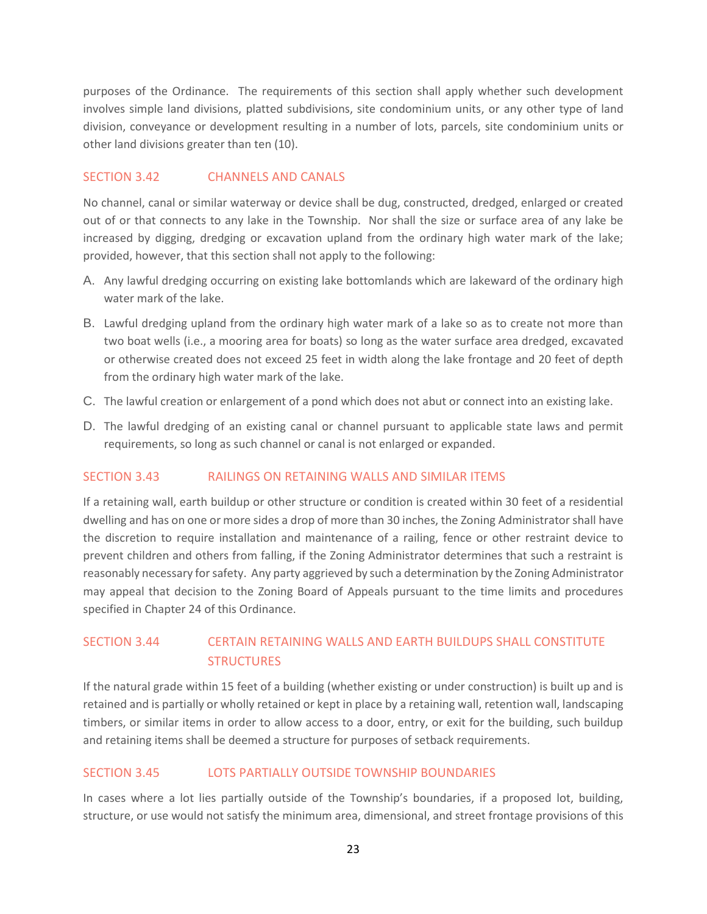purposes of the Ordinance. The requirements of this section shall apply whether such development involves simple land divisions, platted subdivisions, site condominium units, or any other type of land division, conveyance or development resulting in a number of lots, parcels, site condominium units or other land divisions greater than ten (10).

## SECTION 3.42 CHANNELS AND CANALS

No channel, canal or similar waterway or device shall be dug, constructed, dredged, enlarged or created out of or that connects to any lake in the Township. Nor shall the size or surface area of any lake be increased by digging, dredging or excavation upland from the ordinary high water mark of the lake; provided, however, that this section shall not apply to the following:

A. Any lawful dredging occurring on existing lake bottomlands which are lakeward of the ordinary high water mark of the lake.

B. Lawful dredging upland from the ordinary high water mark of a lake so as to create not more than two boat wells (i.e., a mooring area for boats) so long as the water surface area dredged, excavated or otherwise created does not exceed 25 feet in width along the lake frontage and 20 feet of depth from the ordinary high water mark of the lake.

C. The lawful creation or enlargement of a pond which does not abut or connect into an existing lake.

D. The lawful dredging of an existing canal or channel pursuant to applicable state laws and permit requirements, so long as such channel or canal is not enlarged or expanded.

## SECTION 3.43 RAILINGS ON RETAINING WALLS AND SIMILAR ITEMS

If a retaining wall, earth buildup or other structure or condition is created within 30 feet of a residential dwelling and has on one or more sides a drop of more than 30 inches, the Zoning Administrator shall have the discretion to require installation and maintenance of a railing, fence or other restraint device to prevent children and others from falling, if the Zoning Administrator determines that such a restraint is reasonably necessary for safety. Any party aggrieved by such a determination by the Zoning Administrator may appeal that decision to the Zoning Board of Appeals pursuant to the time limits and procedures specified in Chapter 24 of this Ordinance.

## SECTION 3.44 CERTAIN RETAINING WALLS AND EARTH BUILDUPS SHALL CONSTITUTE STRUCTURES

If the natural grade within 15 feet of a building (whether existing or under construction) is built up and is retained and is partially or wholly retained or kept in place by a retaining wall, retention wall, landscaping timbers, or similar items in order to allow access to a door, entry, or exit for the building, such buildup and retaining items shall be deemed a structure for purposes of setback requirements.

## SECTION 3.45 LOTS PARTIALLY OUTSIDE TOWNSHIP BOUNDARIES

In cases where a lot lies partially outside of the Township's boundaries, if a proposed lot, building, structure, or use would not satisfy the minimum area, dimensional, and street frontage provisions of this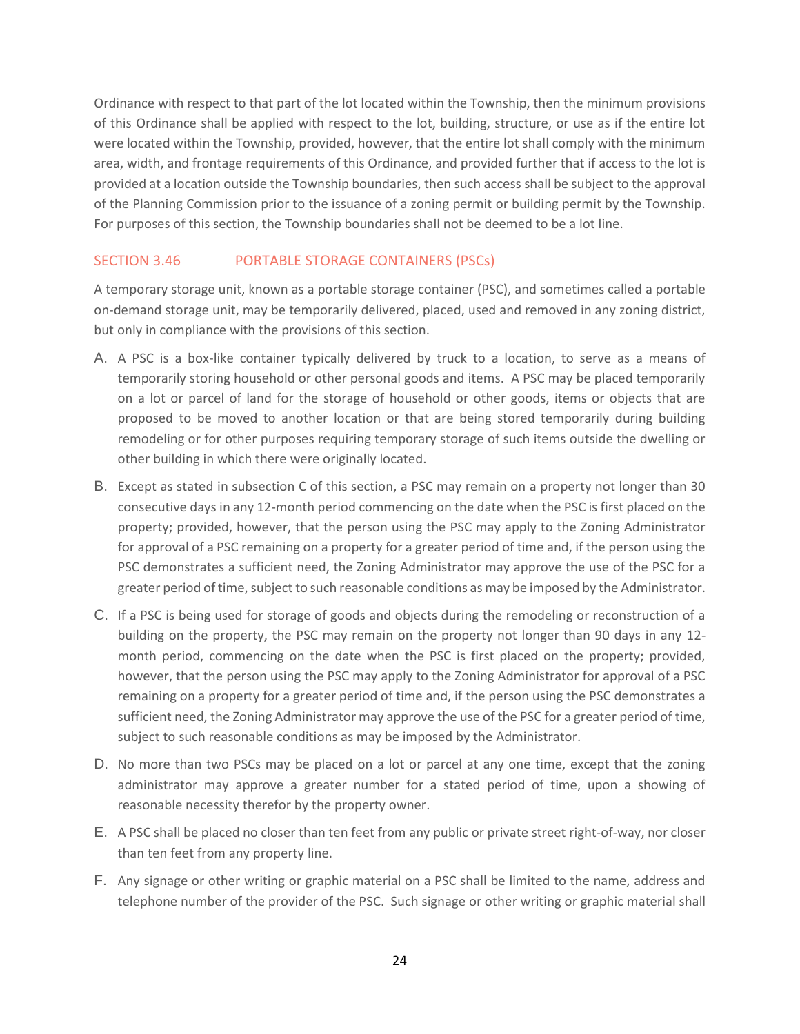Ordinance with respect to that part of the lot located within the Township, then the minimum provisions of this Ordinance shall be applied with respect to the lot, building, structure, or use as if the entire lot were located within the Township, provided, however, that the entire lot shall comply with the minimum area, width, and frontage requirements of this Ordinance, and provided further that if access to the lot is provided at a location outside the Township boundaries, then such access shall be subject to the approval of the Planning Commission prior to the issuance of a zoning permit or building permit by the Township. For purposes of this section, the Township boundaries shall not be deemed to be a lot line.

## SECTION 3.46 PORTABLE STORAGE CONTAINERS (PSCs)

A temporary storage unit, known as a portable storage container (PSC), and sometimes called a portable on-demand storage unit, may be temporarily delivered, placed, used and removed in any zoning district, but only in compliance with the provisions of this section.

A. A PSC is a box-like container typically delivered by truck to a location, to serve as a means of temporarily storing household or other personal goods and items. A PSC may be placed temporarily on a lot or parcel of land for the storage of household or other goods, items or objects that are proposed to be moved to another location or that are being stored temporarily during building remodeling or for other purposes requiring temporary storage of such items outside the dwelling or other building in which there were originally located.

B. Except as stated in subsection C of this section, a PSC may remain on a property not longer than 30 consecutive days in any 12-month period commencing on the date when the PSC is first placed on the property; provided, however, that the person using the PSC may apply to the Zoning Administrator for approval of a PSC remaining on a property for a greater period of time and, if the person using the PSC demonstrates a sufficient need, the Zoning Administrator may approve the use of the PSC for a greater period of time, subject to such reasonable conditions as may be imposed by the Administrator.

C. If a PSC is being used for storage of goods and objects during the remodeling or reconstruction of a building on the property, the PSC may remain on the property not longer than 90 days in any 12-month period, commencing on the date when the PSC is first placed on the property; provided, however, that the person using the PSC may apply to the Zoning Administrator for approval of a PSC remaining on a property for a greater period of time and, if the person using the PSC demonstrates a sufficient need, the Zoning Administrator may approve the use of the PSC for a greater period of time, subject to such reasonable conditions as may be imposed by the Administrator.

D. No more than two PSCs may be placed on a lot or parcel at any one time, except that the zoning administrator may approve a greater number for a stated period of time, upon a showing of reasonable necessity therefor by the property owner.

E. A PSC shall be placed no closer than ten feet from any public or private street right-of-way, nor closer than ten feet from any property line.

F. Any signage or other writing or graphic material on a PSC shall be limited to the name, address and telephone number of the provider of the PSC. Such signage or other writing or graphic material shall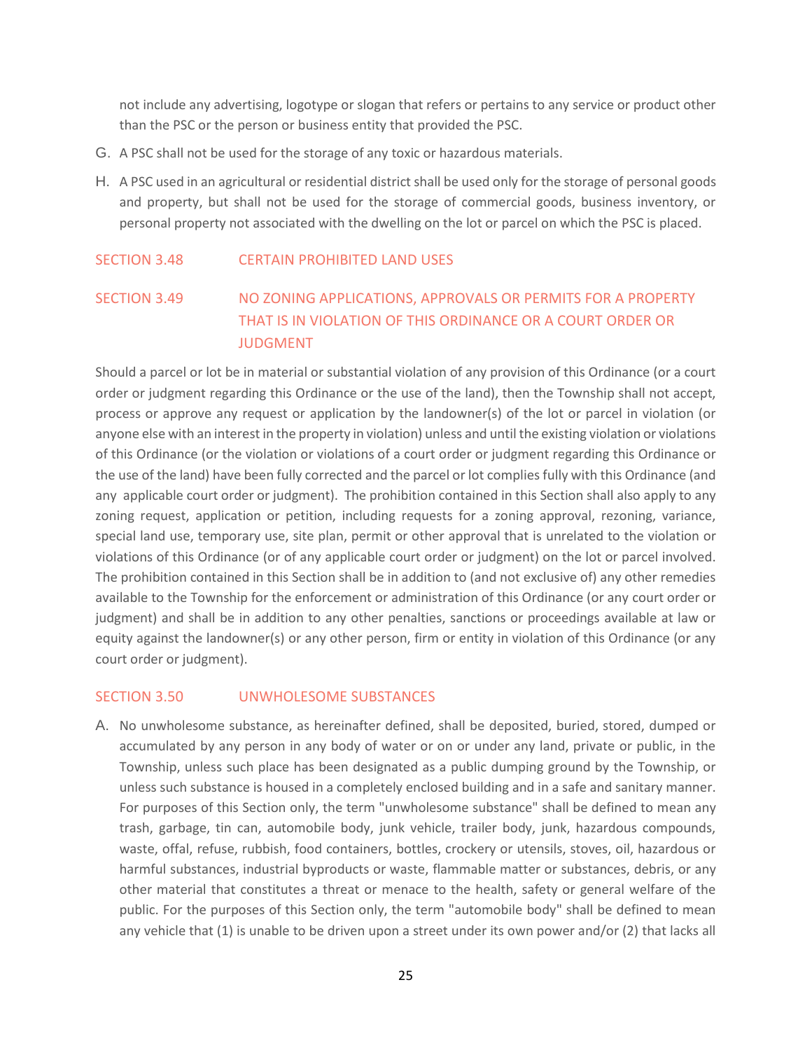not include any advertising, logotype or slogan that refers or pertains to any service or product other than the PSC or the person or business entity that provided the PSC.

G. A PSC shall not be used for the storage of any toxic or hazardous materials.

H. A PSC used in an agricultural or residential district shall be used only for the storage of personal goods and property, but shall not be used for the storage of commercial goods, business inventory, or personal property not associated with the dwelling on the lot or parcel on which the PSC is placed.

## SECTION 3.48 CERTAIN PROHIBITED LAND USES

## SECTION 3.49 NO ZONING APPLICATIONS, APPROVALS OR PERMITS FOR A PROPERTY THAT IS IN VIOLATION OF THIS ORDINANCE OR A COURT ORDER OR JUDGMENT

Should a parcel or lot be in material or substantial violation of any provision of this Ordinance (or a court order or judgment regarding this Ordinance or the use of the land), then the Township shall not accept, process or approve any request or application by the landowner(s) of the lot or parcel in violation (or anyone else with an interest in the property in violation) unless and until the existing violation or violations of this Ordinance (or the violation or violations of a court order or judgment regarding this Ordinance or the use of the land) have been fully corrected and the parcel or lot complies fully with this Ordinance (and any applicable court order or judgment). The prohibition contained in this Section shall also apply to any zoning request, application or petition, including requests for a zoning approval, rezoning, variance, special land use, temporary use, site plan, permit or other approval that is unrelated to the violation or violations of this Ordinance (or of any applicable court order or judgment) on the lot or parcel involved. The prohibition contained in this Section shall be in addition to (and not exclusive of) any other remedies available to the Township for the enforcement or administration of this Ordinance (or any court order or judgment) and shall be in addition to any other penalties, sanctions or proceedings available at law or equity against the landowner(s) or any other person, firm or entity in violation of this Ordinance (or any court order or judgment).

## SECTION 3.50 UNWHOLESOME SUBSTANCES

A. No unwholesome substance, as hereinafter defined, shall be deposited, buried, stored, dumped or accumulated by any person in any body of water or on or under any land, private or public, in the Township, unless such place has been designated as a public dumping ground by the Township, or unless such substance is housed in a completely enclosed building and in a safe and sanitary manner. For purposes of this Section only, the term "unwholesome substance" shall be defined to mean any trash, garbage, tin can, automobile body, junk vehicle, trailer body, junk, hazardous compounds, waste, offal, refuse, rubbish, food containers, bottles, crockery or utensils, stoves, oil, hazardous or harmful substances, industrial byproducts or waste, flammable matter or substances, debris, or any other material that constitutes a threat or menace to the health, safety or general welfare of the public. For the purposes of this Section only, the term "automobile body" shall be defined to mean any vehicle that (1) is unable to be driven upon a street under its own power and/or (2) that lacks all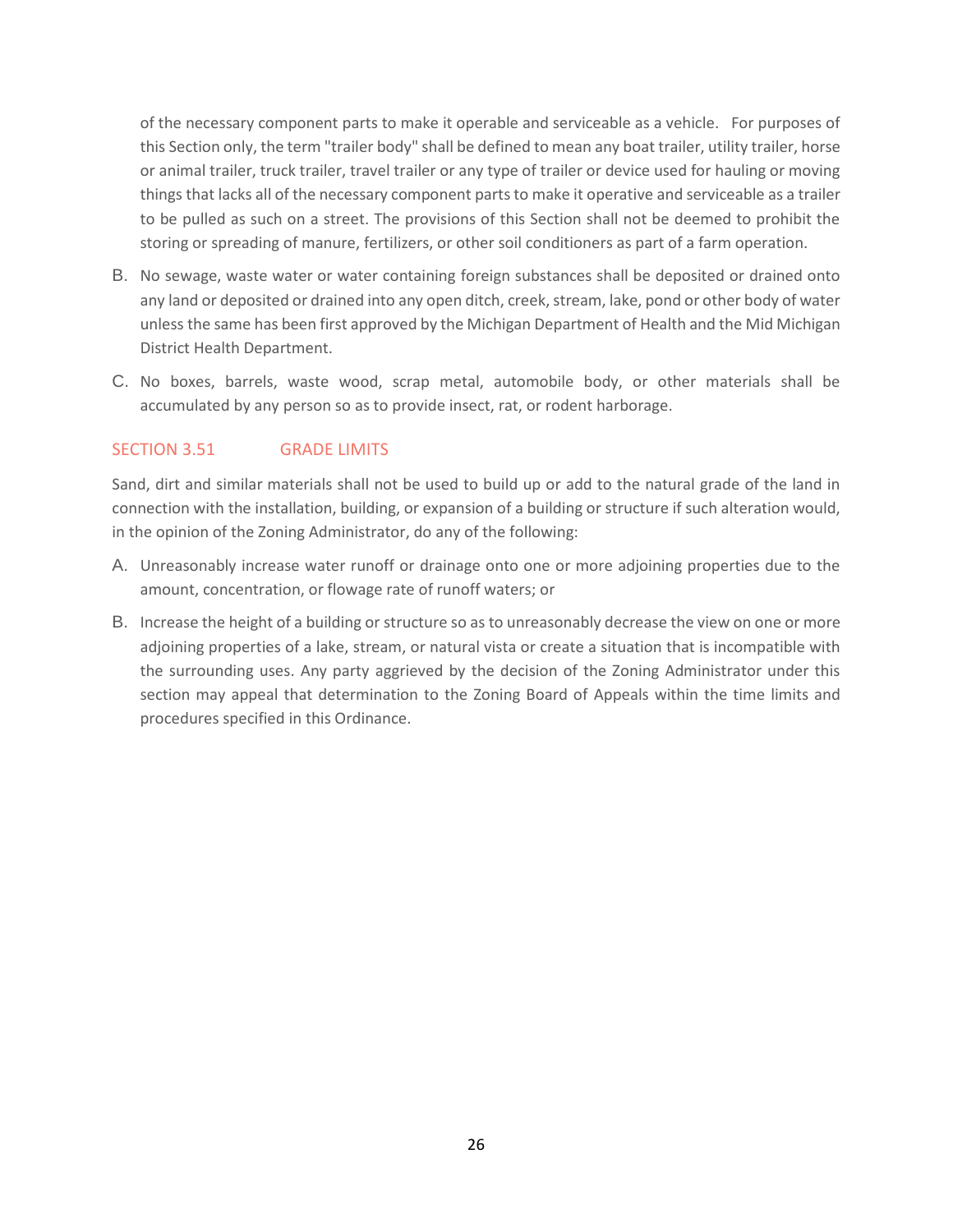of the necessary component parts to make it operable and serviceable as a vehicle. For purposes of this Section only, the term "trailer body" shall be defined to mean any boat trailer, utility trailer, horse or animal trailer, truck trailer, travel trailer or any type of trailer or device used for hauling or moving things that lacks all of the necessary component parts to make it operative and serviceable as a trailer to be pulled as such on a street. The provisions of this Section shall not be deemed to prohibit the storing or spreading of manure, fertilizers, or other soil conditioners as part of a farm operation.

B. No sewage, waste water or water containing foreign substances shall be deposited or drained onto any land or deposited or drained into any open ditch, creek, stream, lake, pond or other body of water unless the same has been first approved by the Michigan Department of Health and the Mid Michigan District Health Department.

C. No boxes, barrels, waste wood, scrap metal, automobile body, or other materials shall be accumulated by any person so as to provide insect, rat, or rodent harborage.

## SECTION 3.51 GRADE LIMITS

Sand, dirt and similar materials shall not be used to build up or add to the natural grade of the land in connection with the installation, building, or expansion of a building or structure if such alteration would, in the opinion of the Zoning Administrator, do any of the following:

A. Unreasonably increase water runoff or drainage onto one or more adjoining properties due to the amount, concentration, or flowage rate of runoff waters; or

B. Increase the height of a building or structure so as to unreasonably decrease the view on one or more adjoining properties of a lake, stream, or natural vista or create a situation that is incompatible with the surrounding uses. Any party aggrieved by the decision of the Zoning Administrator under this section may appeal that determination to the Zoning Board of Appeals within the time limits and procedures specified in this Ordinance.